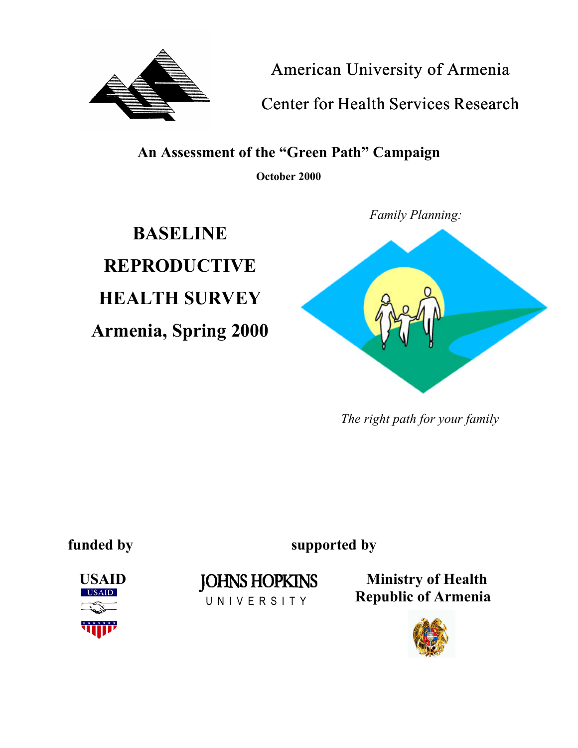American University of Armenia

Center for Health Services Research

**An Assessment of the "Green Path" Campaign**

**October 2000**

# BASELINE REPRODUCTIVE HEALTH SURVEY

# Armenia, Spring 2000

*Family Planning:*

*The right path for your family*

**funded by**

**USAID**

**supported by**

JOHNS HOPKINS UNIVERSITY

**Ministry of Health**
**Republic of Armenia**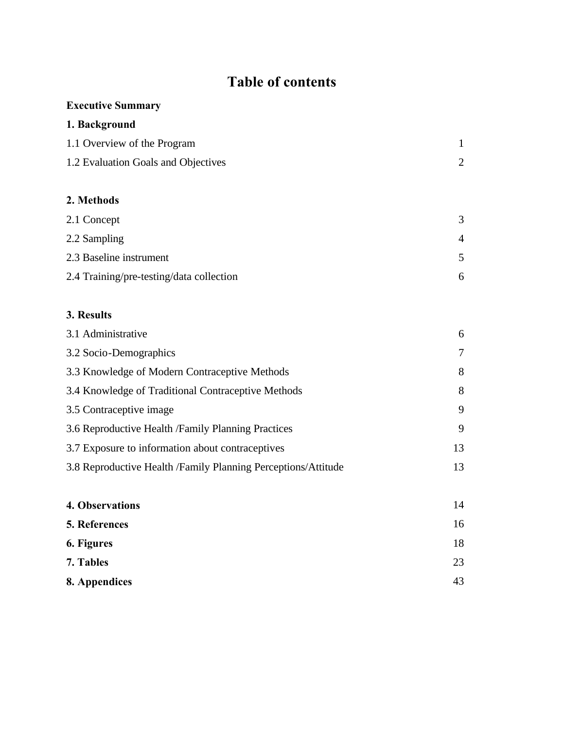# Table of contents

**Executive Summary**

**1. Background**

| | |
|---|---|
| 1.1 Overview of the Program | 1 |
| 1.2 Evaluation Goals and Objectives | 2 |

**2. Methods**

| | |
|---|---|
| 2.1 Concept | 3 |
| 2.2 Sampling | 4 |
| 2.3 Baseline instrument | 5 |
| 2.4 Training/pre-testing/data collection | 6 |

**3. Results**

| | |
|---|---|
| 3.1 Administrative | 6 |
| 3.2 Socio-Demographics | 7 |
| 3.3 Knowledge of Modern Contraceptive Methods | 8 |
| 3.4 Knowledge of Traditional Contraceptive Methods | 8 |
| 3.5 Contraceptive image | 9 |
| 3.6 Reproductive Health /Family Planning Practices | 9 |
| 3.7 Exposure to information about contraceptives | 13 |
| 3.8 Reproductive Health /Family Planning Perceptions/Attitude | 13 |

| | |
|---|---|
| **4. Observations** | 14 |
| **5. References** | 16 |
| **6. Figures** | 18 |
| **7. Tables** | 23 |
| **8. Appendices** | 43 |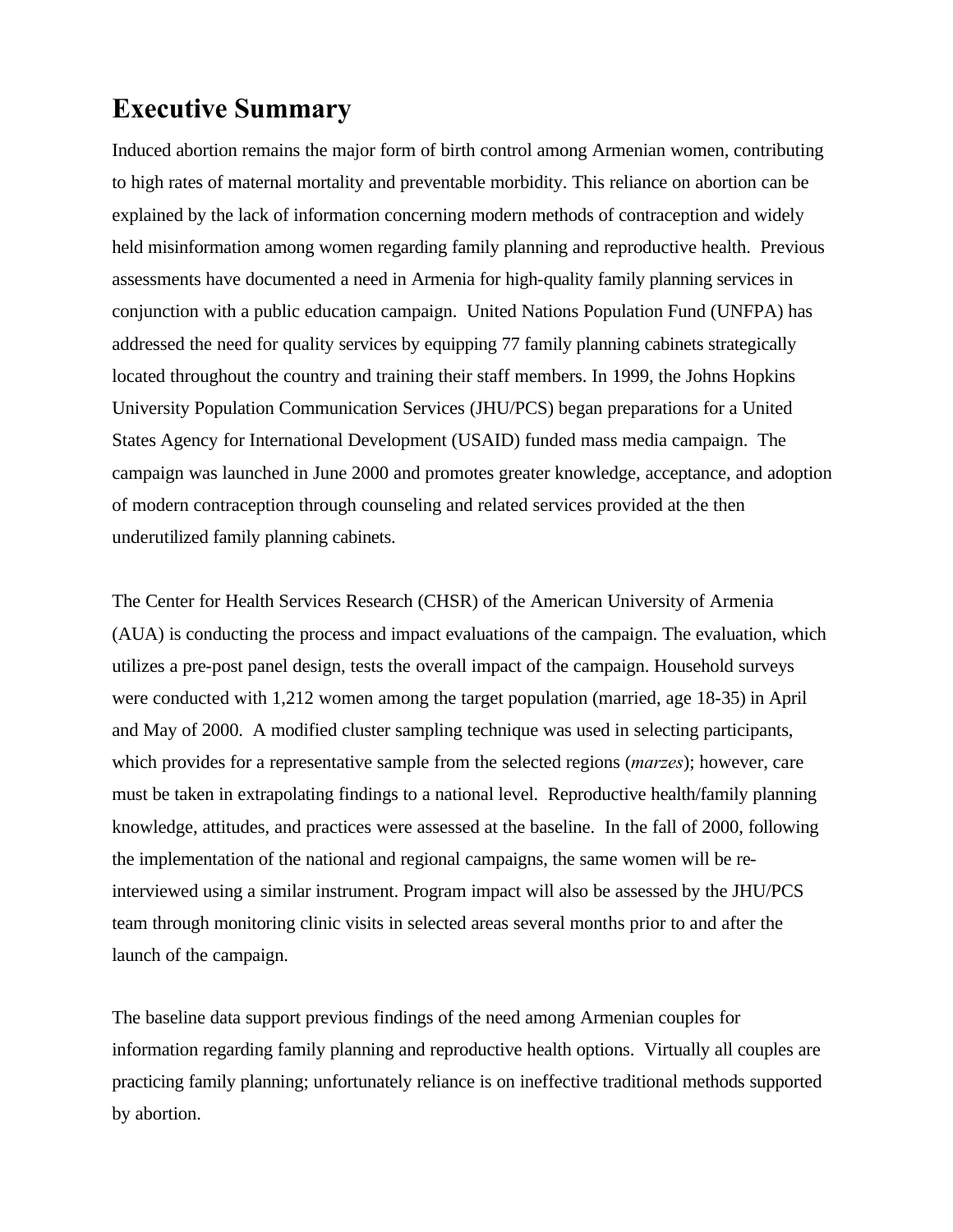# Executive Summary

Induced abortion remains the major form of birth control among Armenian women, contributing to high rates of maternal mortality and preventable morbidity. This reliance on abortion can be explained by the lack of information concerning modern methods of contraception and widely held misinformation among women regarding family planning and reproductive health. Previous assessments have documented a need in Armenia for high-quality family planning services in conjunction with a public education campaign. United Nations Population Fund (UNFPA) has addressed the need for quality services by equipping 77 family planning cabinets strategically located throughout the country and training their staff members. In 1999, the Johns Hopkins University Population Communication Services (JHU/PCS) began preparations for a United States Agency for International Development (USAID) funded mass media campaign. The campaign was launched in June 2000 and promotes greater knowledge, acceptance, and adoption of modern contraception through counseling and related services provided at the then underutilized family planning cabinets.

The Center for Health Services Research (CHSR) of the American University of Armenia (AUA) is conducting the process and impact evaluations of the campaign. The evaluation, which utilizes a pre-post panel design, tests the overall impact of the campaign. Household surveys were conducted with 1,212 women among the target population (married, age 18-35) in April and May of 2000. A modified cluster sampling technique was used in selecting participants, which provides for a representative sample from the selected regions (*marzes*); however, care must be taken in extrapolating findings to a national level. Reproductive health/family planning knowledge, attitudes, and practices were assessed at the baseline. In the fall of 2000, following the implementation of the national and regional campaigns, the same women will be re-interviewed using a similar instrument. Program impact will also be assessed by the JHU/PCS team through monitoring clinic visits in selected areas several months prior to and after the launch of the campaign.

The baseline data support previous findings of the need among Armenian couples for information regarding family planning and reproductive health options. Virtually all couples are practicing family planning; unfortunately reliance is on ineffective traditional methods supported by abortion.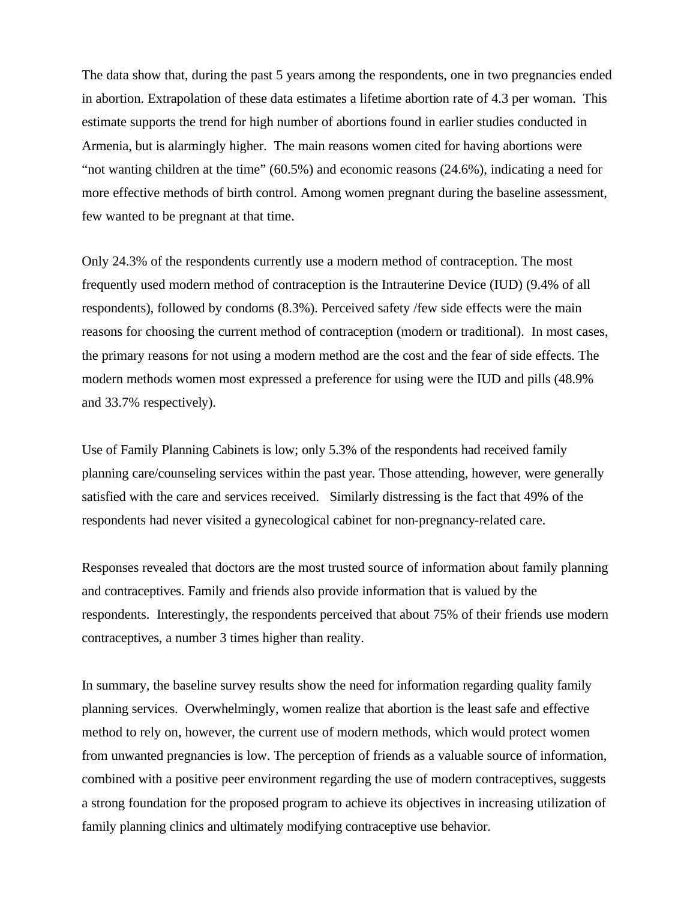The data show that, during the past 5 years among the respondents, one in two pregnancies ended in abortion. Extrapolation of these data estimates a lifetime abortion rate of 4.3 per woman. This estimate supports the trend for high number of abortions found in earlier studies conducted in Armenia, but is alarmingly higher. The main reasons women cited for having abortions were "not wanting children at the time" (60.5%) and economic reasons (24.6%), indicating a need for more effective methods of birth control. Among women pregnant during the baseline assessment, few wanted to be pregnant at that time.

Only 24.3% of the respondents currently use a modern method of contraception. The most frequently used modern method of contraception is the Intrauterine Device (IUD) (9.4% of all respondents), followed by condoms (8.3%). Perceived safety /few side effects were the main reasons for choosing the current method of contraception (modern or traditional). In most cases, the primary reasons for not using a modern method are the cost and the fear of side effects. The modern methods women most expressed a preference for using were the IUD and pills (48.9% and 33.7% respectively).

Use of Family Planning Cabinets is low; only 5.3% of the respondents had received family planning care/counseling services within the past year. Those attending, however, were generally satisfied with the care and services received. Similarly distressing is the fact that 49% of the respondents had never visited a gynecological cabinet for non-pregnancy-related care.

Responses revealed that doctors are the most trusted source of information about family planning and contraceptives. Family and friends also provide information that is valued by the respondents. Interestingly, the respondents perceived that about 75% of their friends use modern contraceptives, a number 3 times higher than reality.

In summary, the baseline survey results show the need for information regarding quality family planning services. Overwhelmingly, women realize that abortion is the least safe and effective method to rely on, however, the current use of modern methods, which would protect women from unwanted pregnancies is low. The perception of friends as a valuable source of information, combined with a positive peer environment regarding the use of modern contraceptives, suggests a strong foundation for the proposed program to achieve its objectives in increasing utilization of family planning clinics and ultimately modifying contraceptive use behavior.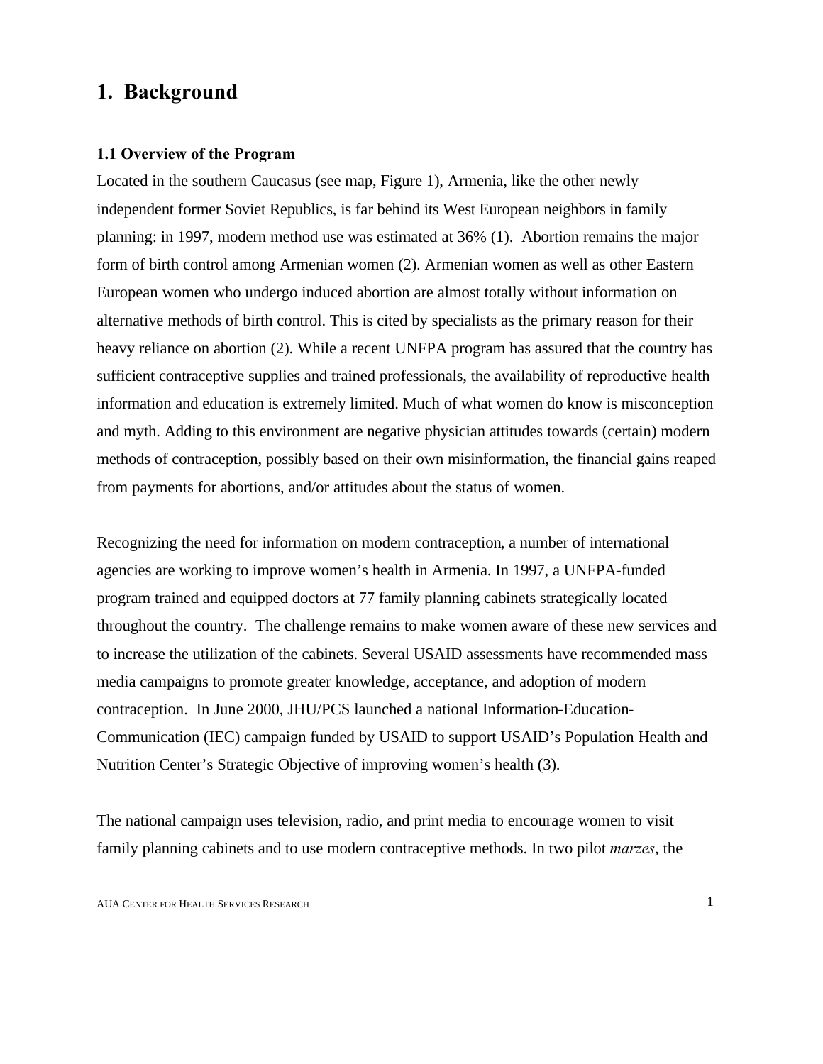# 1. Background

### 1.1 Overview of the Program

Located in the southern Caucasus (see map, Figure 1), Armenia, like the other newly independent former Soviet Republics, is far behind its West European neighbors in family planning: in 1997, modern method use was estimated at 36% (1). Abortion remains the major form of birth control among Armenian women (2). Armenian women as well as other Eastern European women who undergo induced abortion are almost totally without information on alternative methods of birth control. This is cited by specialists as the primary reason for their heavy reliance on abortion (2). While a recent UNFPA program has assured that the country has sufficient contraceptive supplies and trained professionals, the availability of reproductive health information and education is extremely limited. Much of what women do know is misconception and myth. Adding to this environment are negative physician attitudes towards (certain) modern methods of contraception, possibly based on their own misinformation, the financial gains reaped from payments for abortions, and/or attitudes about the status of women.

Recognizing the need for information on modern contraception, a number of international agencies are working to improve women's health in Armenia. In 1997, a UNFPA-funded program trained and equipped doctors at 77 family planning cabinets strategically located throughout the country. The challenge remains to make women aware of these new services and to increase the utilization of the cabinets. Several USAID assessments have recommended mass media campaigns to promote greater knowledge, acceptance, and adoption of modern contraception. In June 2000, JHU/PCS launched a national Information-Education-Communication (IEC) campaign funded by USAID to support USAID's Population Health and Nutrition Center's Strategic Objective of improving women's health (3).

The national campaign uses television, radio, and print media to encourage women to visit family planning cabinets and to use modern contraceptive methods. In two pilot *marzes*, the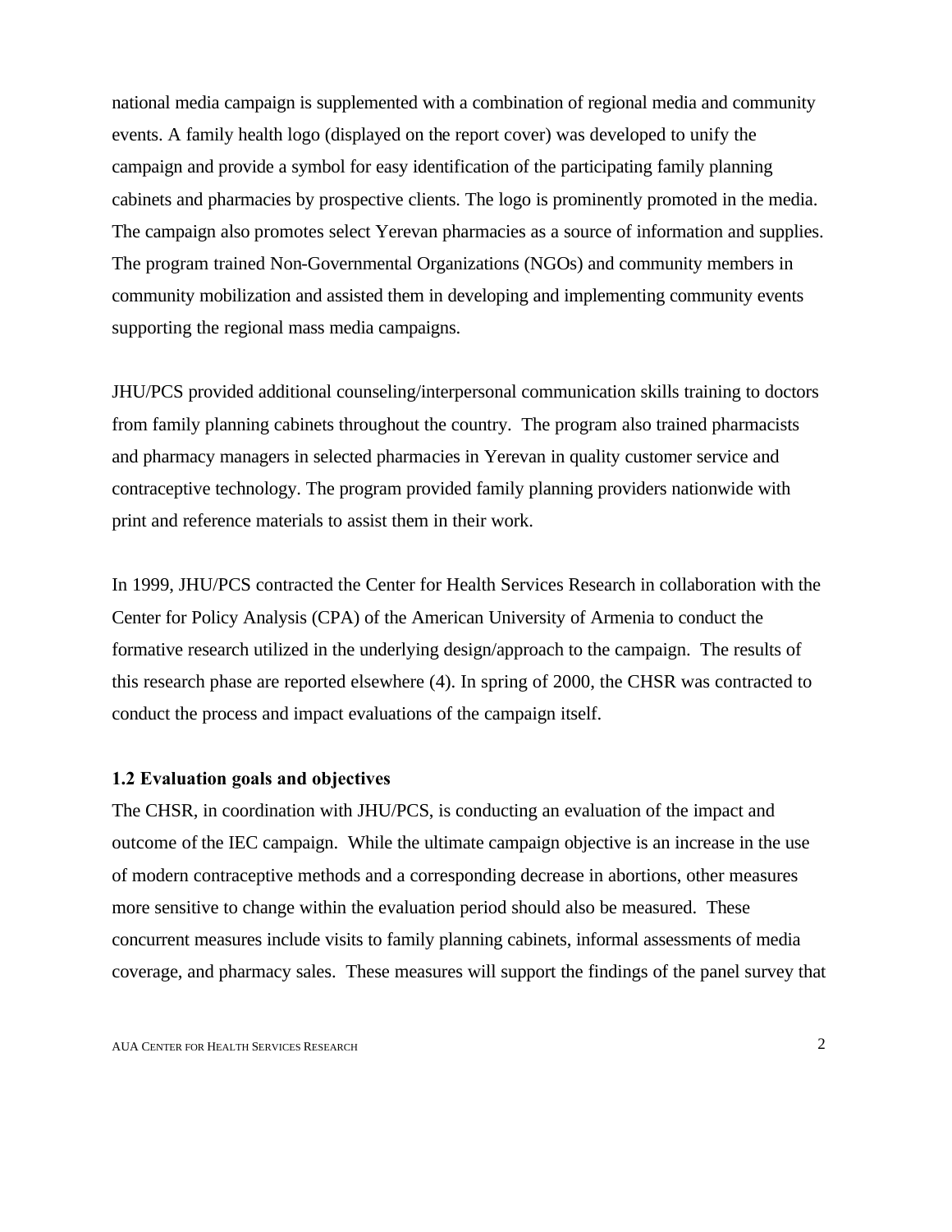national media campaign is supplemented with a combination of regional media and community events. A family health logo (displayed on the report cover) was developed to unify the campaign and provide a symbol for easy identification of the participating family planning cabinets and pharmacies by prospective clients. The logo is prominently promoted in the media. The campaign also promotes select Yerevan pharmacies as a source of information and supplies. The program trained Non-Governmental Organizations (NGOs) and community members in community mobilization and assisted them in developing and implementing community events supporting the regional mass media campaigns.

JHU/PCS provided additional counseling/interpersonal communication skills training to doctors from family planning cabinets throughout the country. The program also trained pharmacists and pharmacy managers in selected pharmacies in Yerevan in quality customer service and contraceptive technology. The program provided family planning providers nationwide with print and reference materials to assist them in their work.

In 1999, JHU/PCS contracted the Center for Health Services Research in collaboration with the Center for Policy Analysis (CPA) of the American University of Armenia to conduct the formative research utilized in the underlying design/approach to the campaign. The results of this research phase are reported elsewhere (4). In spring of 2000, the CHSR was contracted to conduct the process and impact evaluations of the campaign itself.

### 1.2 Evaluation goals and objectives

The CHSR, in coordination with JHU/PCS, is conducting an evaluation of the impact and outcome of the IEC campaign. While the ultimate campaign objective is an increase in the use of modern contraceptive methods and a corresponding decrease in abortions, other measures more sensitive to change within the evaluation period should also be measured. These concurrent measures include visits to family planning cabinets, informal assessments of media coverage, and pharmacy sales. These measures will support the findings of the panel survey that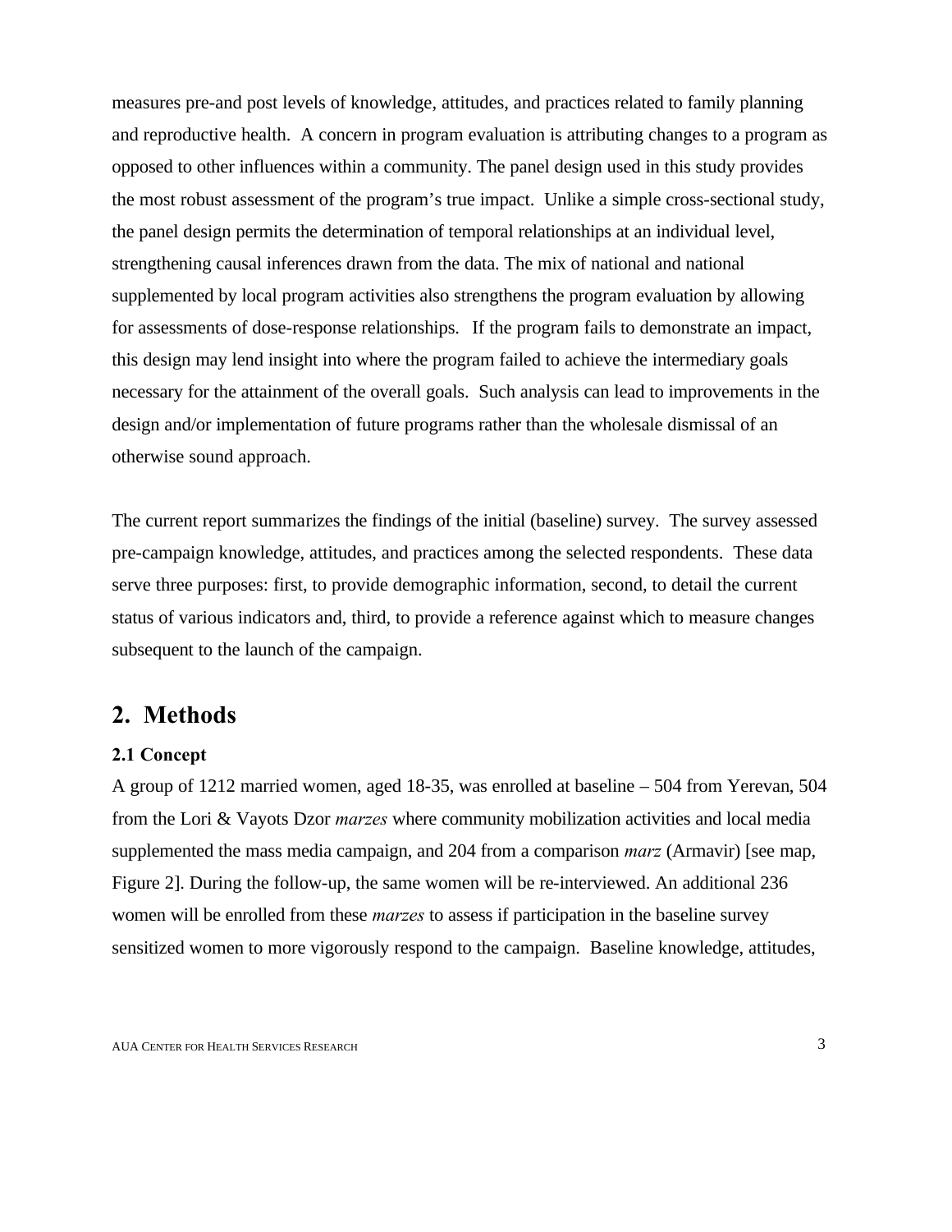measures pre-and post levels of knowledge, attitudes, and practices related to family planning and reproductive health. A concern in program evaluation is attributing changes to a program as opposed to other influences within a community. The panel design used in this study provides the most robust assessment of the program's true impact. Unlike a simple cross-sectional study, the panel design permits the determination of temporal relationships at an individual level, strengthening causal inferences drawn from the data. The mix of national and national supplemented by local program activities also strengthens the program evaluation by allowing for assessments of dose-response relationships. If the program fails to demonstrate an impact, this design may lend insight into where the program failed to achieve the intermediary goals necessary for the attainment of the overall goals. Such analysis can lead to improvements in the design and/or implementation of future programs rather than the wholesale dismissal of an otherwise sound approach.

The current report summarizes the findings of the initial (baseline) survey. The survey assessed pre-campaign knowledge, attitudes, and practices among the selected respondents. These data serve three purposes: first, to provide demographic information, second, to detail the current status of various indicators and, third, to provide a reference against which to measure changes subsequent to the launch of the campaign.

## 2. Methods

### 2.1 Concept

A group of 1212 married women, aged 18-35, was enrolled at baseline – 504 from Yerevan, 504 from the Lori & Vayots Dzor *marzes* where community mobilization activities and local media supplemented the mass media campaign, and 204 from a comparison *marz* (Armavir) [see map, Figure 2]. During the follow-up, the same women will be re-interviewed. An additional 236 women will be enrolled from these *marzes* to assess if participation in the baseline survey sensitized women to more vigorously respond to the campaign. Baseline knowledge, attitudes,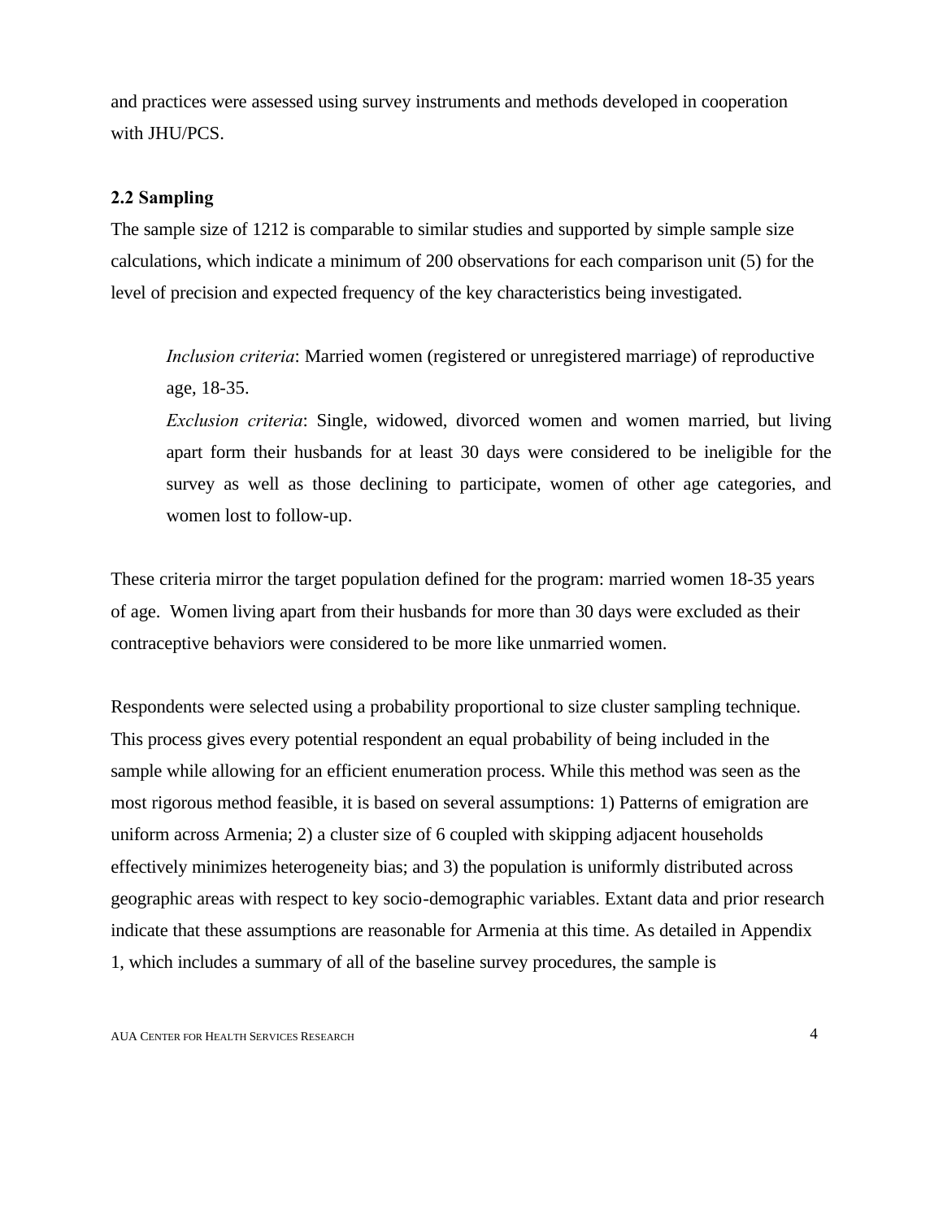and practices were assessed using survey instruments and methods developed in cooperation with JHU/PCS.

### 2.2 Sampling

The sample size of 1212 is comparable to similar studies and supported by simple sample size calculations, which indicate a minimum of 200 observations for each comparison unit (5) for the level of precision and expected frequency of the key characteristics being investigated.

> *Inclusion criteria*: Married women (registered or unregistered marriage) of reproductive age, 18-35.
>
> *Exclusion criteria*: Single, widowed, divorced women and women married, but living apart form their husbands for at least 30 days were considered to be ineligible for the survey as well as those declining to participate, women of other age categories, and women lost to follow-up.

These criteria mirror the target population defined for the program: married women 18-35 years of age. Women living apart from their husbands for more than 30 days were excluded as their contraceptive behaviors were considered to be more like unmarried women.

Respondents were selected using a probability proportional to size cluster sampling technique. This process gives every potential respondent an equal probability of being included in the sample while allowing for an efficient enumeration process. While this method was seen as the most rigorous method feasible, it is based on several assumptions: 1) Patterns of emigration are uniform across Armenia; 2) a cluster size of 6 coupled with skipping adjacent households effectively minimizes heterogeneity bias; and 3) the population is uniformly distributed across geographic areas with respect to key socio-demographic variables. Extant data and prior research indicate that these assumptions are reasonable for Armenia at this time. As detailed in Appendix 1, which includes a summary of all of the baseline survey procedures, the sample is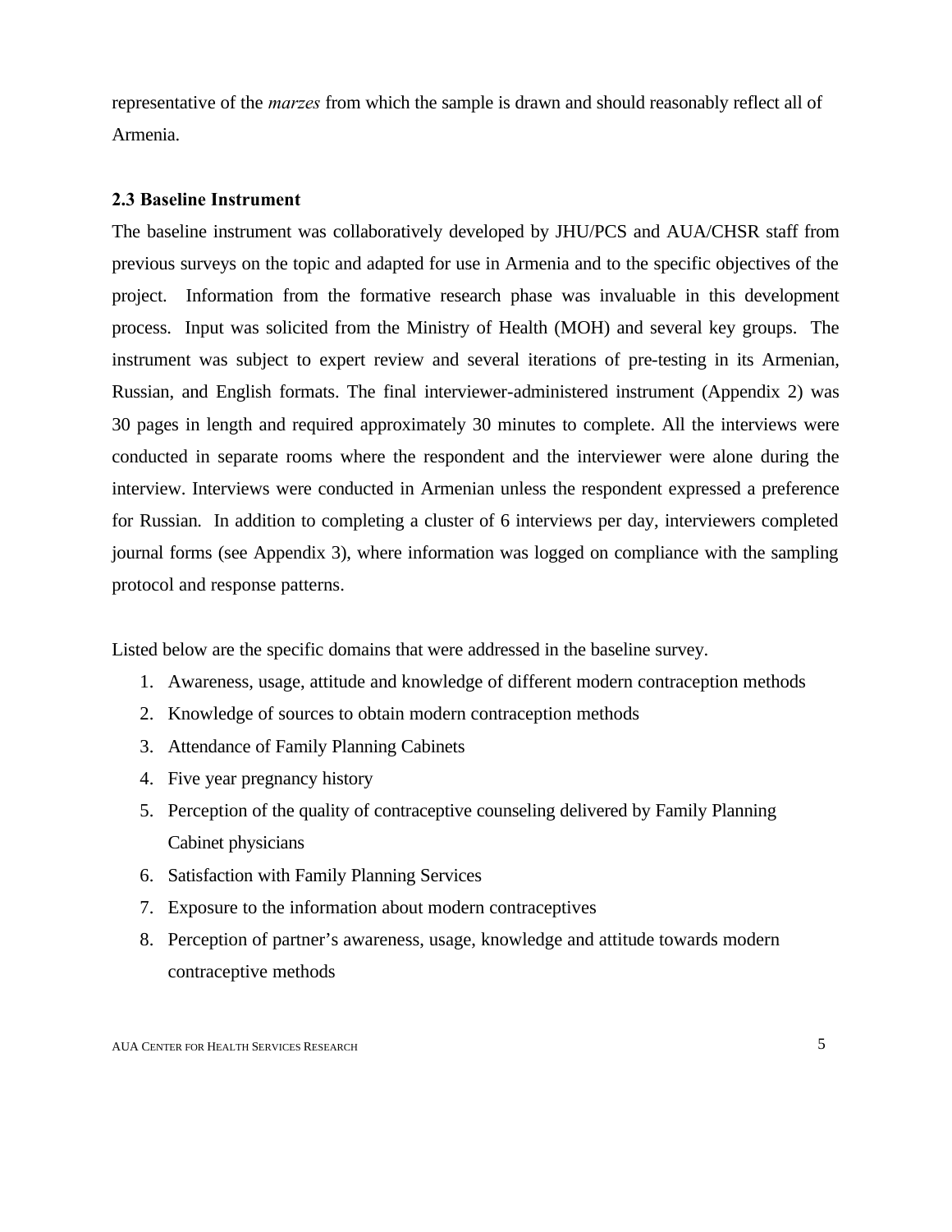representative of the *marzes* from which the sample is drawn and should reasonably reflect all of Armenia.

### 2.3 Baseline Instrument

The baseline instrument was collaboratively developed by JHU/PCS and AUA/CHSR staff from previous surveys on the topic and adapted for use in Armenia and to the specific objectives of the project. Information from the formative research phase was invaluable in this development process. Input was solicited from the Ministry of Health (MOH) and several key groups. The instrument was subject to expert review and several iterations of pre-testing in its Armenian, Russian, and English formats. The final interviewer-administered instrument (Appendix 2) was 30 pages in length and required approximately 30 minutes to complete. All the interviews were conducted in separate rooms where the respondent and the interviewer were alone during the interview. Interviews were conducted in Armenian unless the respondent expressed a preference for Russian. In addition to completing a cluster of 6 interviews per day, interviewers completed journal forms (see Appendix 3), where information was logged on compliance with the sampling protocol and response patterns.

Listed below are the specific domains that were addressed in the baseline survey.

1. Awareness, usage, attitude and knowledge of different modern contraception methods
2. Knowledge of sources to obtain modern contraception methods
3. Attendance of Family Planning Cabinets
4. Five year pregnancy history
5. Perception of the quality of contraceptive counseling delivered by Family Planning Cabinet physicians
6. Satisfaction with Family Planning Services
7. Exposure to the information about modern contraceptives
8. Perception of partner's awareness, usage, knowledge and attitude towards modern contraceptive methods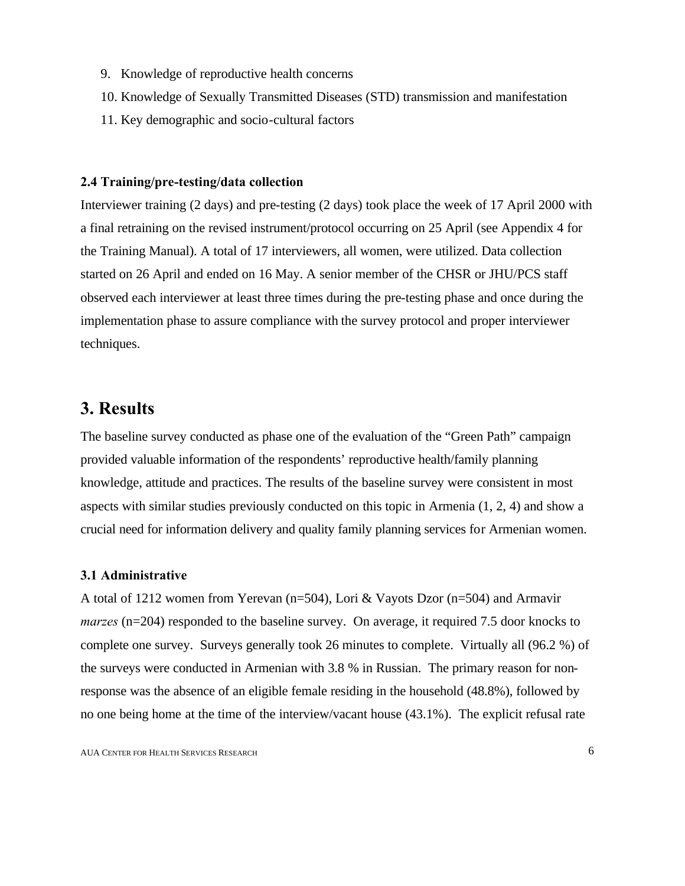9. Knowledge of reproductive health concerns
10. Knowledge of Sexually Transmitted Diseases (STD) transmission and manifestation
11. Key demographic and socio-cultural factors

### 2.4 Training/pre-testing/data collection

Interviewer training (2 days) and pre-testing (2 days) took place the week of 17 April 2000 with a final retraining on the revised instrument/protocol occurring on 25 April (see Appendix 4 for the Training Manual). A total of 17 interviewers, all women, were utilized. Data collection started on 26 April and ended on 16 May. A senior member of the CHSR or JHU/PCS staff observed each interviewer at least three times during the pre-testing phase and once during the implementation phase to assure compliance with the survey protocol and proper interviewer techniques.

## 3. Results

The baseline survey conducted as phase one of the evaluation of the “Green Path” campaign provided valuable information of the respondents’ reproductive health/family planning knowledge, attitude and practices. The results of the baseline survey were consistent in most aspects with similar studies previously conducted on this topic in Armenia (1, 2, 4) and show a crucial need for information delivery and quality family planning services for Armenian women.

### 3.1 Administrative

A total of 1212 women from Yerevan (n=504), Lori & Vayots Dzor (n=504) and Armavir *marzes* (n=204) responded to the baseline survey. On average, it required 7.5 door knocks to complete one survey. Surveys generally took 26 minutes to complete. Virtually all (96.2 %) of the surveys were conducted in Armenian with 3.8 % in Russian. The primary reason for non-response was the absence of an eligible female residing in the household (48.8%), followed by no one being home at the time of the interview/vacant house (43.1%). The explicit refusal rate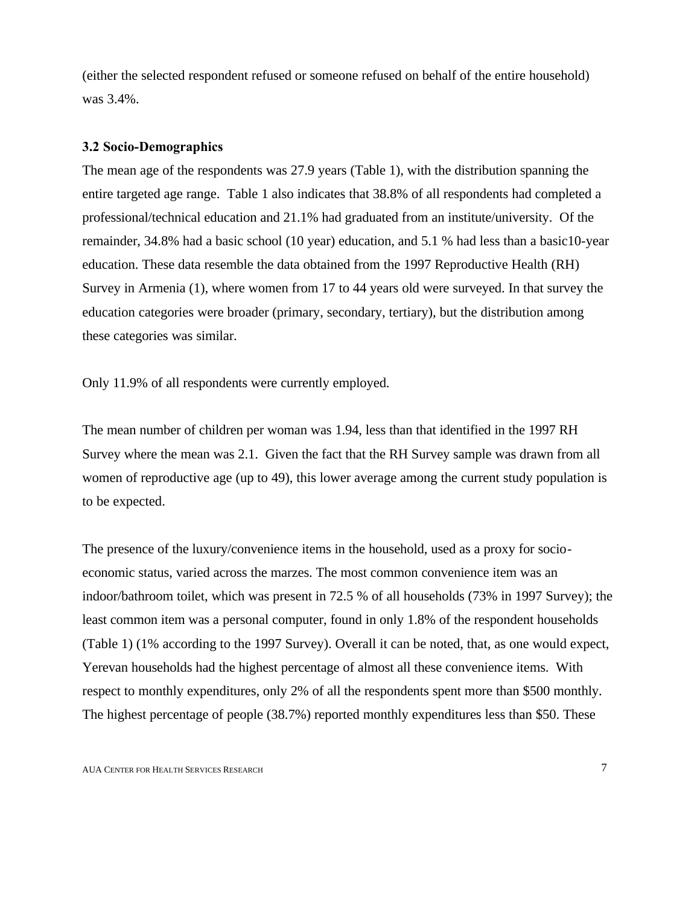(either the selected respondent refused or someone refused on behalf of the entire household) was 3.4%.

### 3.2 Socio-Demographics

The mean age of the respondents was 27.9 years (Table 1), with the distribution spanning the entire targeted age range. Table 1 also indicates that 38.8% of all respondents had completed a professional/technical education and 21.1% had graduated from an institute/university. Of the remainder, 34.8% had a basic school (10 year) education, and 5.1 % had less than a basic10-year education. These data resemble the data obtained from the 1997 Reproductive Health (RH) Survey in Armenia (1), where women from 17 to 44 years old were surveyed. In that survey the education categories were broader (primary, secondary, tertiary), but the distribution among these categories was similar.

Only 11.9% of all respondents were currently employed.

The mean number of children per woman was 1.94, less than that identified in the 1997 RH Survey where the mean was 2.1. Given the fact that the RH Survey sample was drawn from all women of reproductive age (up to 49), this lower average among the current study population is to be expected.

The presence of the luxury/convenience items in the household, used as a proxy for socio-economic status, varied across the marzes. The most common convenience item was an indoor/bathroom toilet, which was present in 72.5 % of all households (73% in 1997 Survey); the least common item was a personal computer, found in only 1.8% of the respondent households (Table 1) (1% according to the 1997 Survey). Overall it can be noted, that, as one would expect, Yerevan households had the highest percentage of almost all these convenience items. With respect to monthly expenditures, only 2% of all the respondents spent more than $500 monthly. The highest percentage of people (38.7%) reported monthly expenditures less than $50. These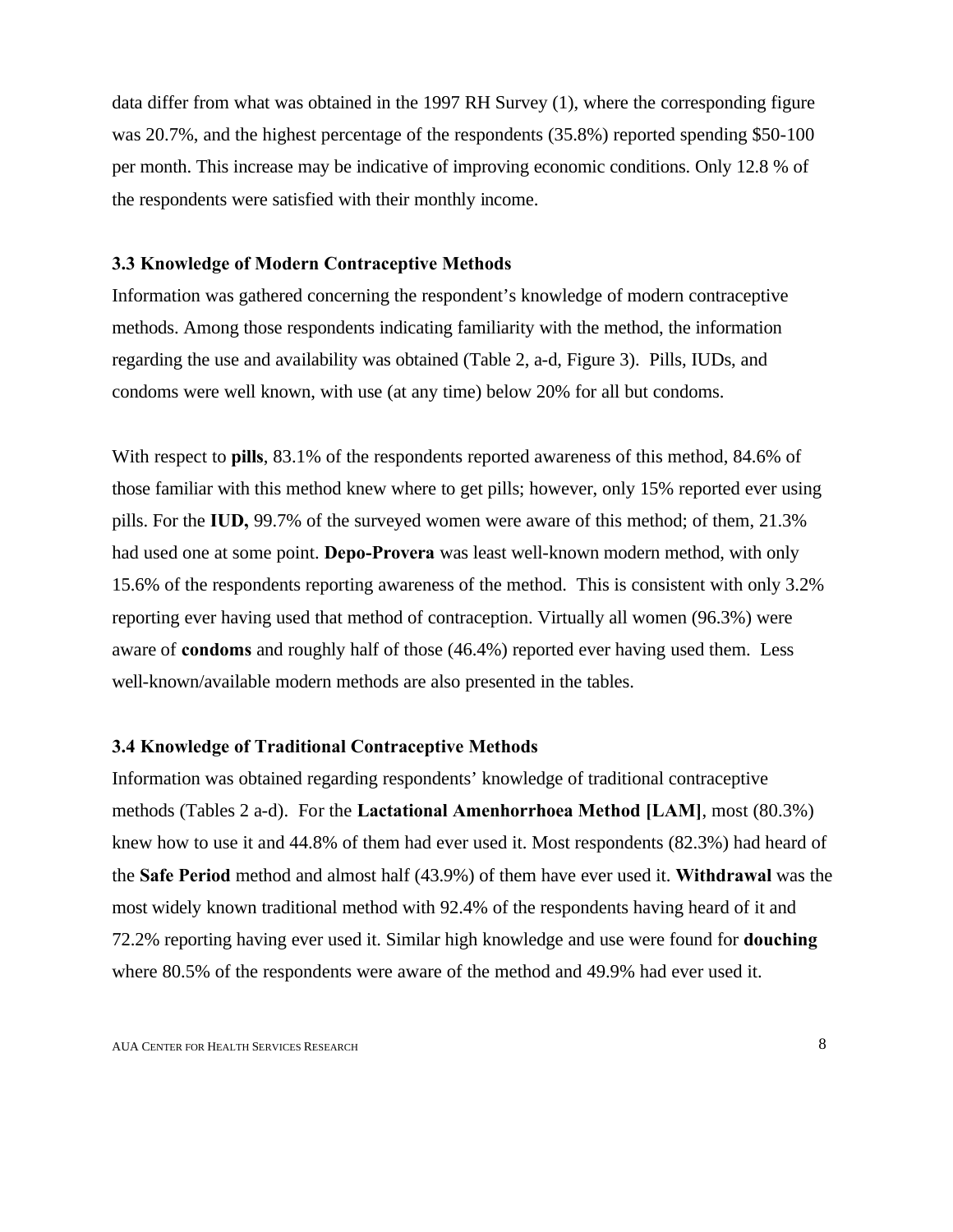data differ from what was obtained in the 1997 RH Survey (1), where the corresponding figure was 20.7%, and the highest percentage of the respondents (35.8%) reported spending $50-100 per month. This increase may be indicative of improving economic conditions. Only 12.8 % of the respondents were satisfied with their monthly income.

### 3.3 Knowledge of Modern Contraceptive Methods

Information was gathered concerning the respondent's knowledge of modern contraceptive methods. Among those respondents indicating familiarity with the method, the information regarding the use and availability was obtained (Table 2, a-d, Figure 3). Pills, IUDs, and condoms were well known, with use (at any time) below 20% for all but condoms.

With respect to **pills**, 83.1% of the respondents reported awareness of this method, 84.6% of those familiar with this method knew where to get pills; however, only 15% reported ever using pills. For the **IUD,** 99.7% of the surveyed women were aware of this method; of them, 21.3% had used one at some point. **Depo-Provera** was least well-known modern method, with only 15.6% of the respondents reporting awareness of the method. This is consistent with only 3.2% reporting ever having used that method of contraception. Virtually all women (96.3%) were aware of **condoms** and roughly half of those (46.4%) reported ever having used them. Less well-known/available modern methods are also presented in the tables.

### 3.4 Knowledge of Traditional Contraceptive Methods

Information was obtained regarding respondents' knowledge of traditional contraceptive methods (Tables 2 a-d). For the **Lactational Amenhorrhoea Method [LAM]**, most (80.3%) knew how to use it and 44.8% of them had ever used it. Most respondents (82.3%) had heard of the **Safe Period** method and almost half (43.9%) of them have ever used it. **Withdrawal** was the most widely known traditional method with 92.4% of the respondents having heard of it and 72.2% reporting having ever used it. Similar high knowledge and use were found for **douching** where 80.5% of the respondents were aware of the method and 49.9% had ever used it.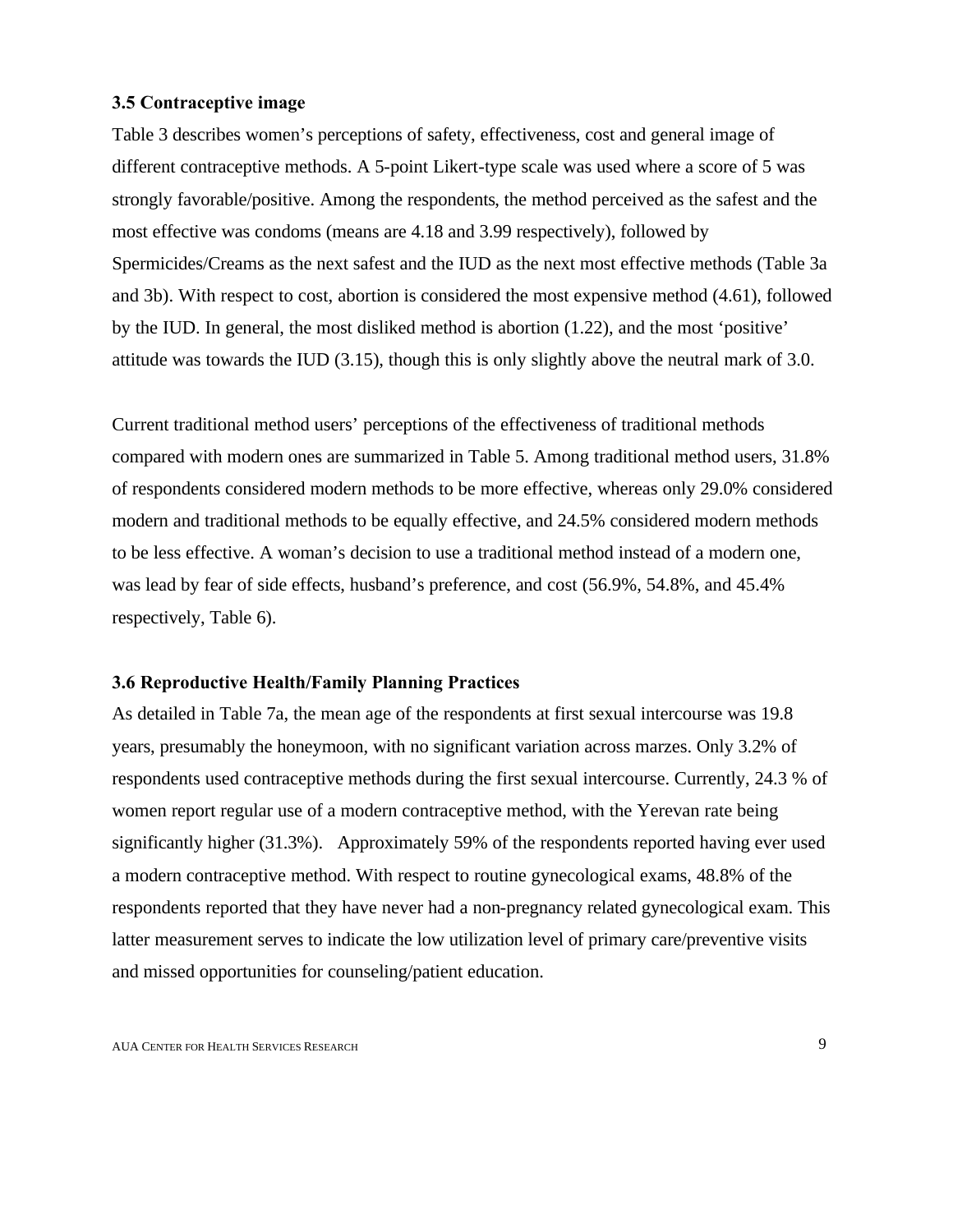### 3.5 Contraceptive image

Table 3 describes women's perceptions of safety, effectiveness, cost and general image of different contraceptive methods. A 5-point Likert-type scale was used where a score of 5 was strongly favorable/positive. Among the respondents, the method perceived as the safest and the most effective was condoms (means are 4.18 and 3.99 respectively), followed by Spermicides/Creams as the next safest and the IUD as the next most effective methods (Table 3a and 3b). With respect to cost, abortion is considered the most expensive method (4.61), followed by the IUD. In general, the most disliked method is abortion (1.22), and the most 'positive' attitude was towards the IUD (3.15), though this is only slightly above the neutral mark of 3.0.

Current traditional method users' perceptions of the effectiveness of traditional methods compared with modern ones are summarized in Table 5. Among traditional method users, 31.8% of respondents considered modern methods to be more effective, whereas only 29.0% considered modern and traditional methods to be equally effective, and 24.5% considered modern methods to be less effective. A woman's decision to use a traditional method instead of a modern one, was lead by fear of side effects, husband's preference, and cost (56.9%, 54.8%, and 45.4% respectively, Table 6).

### 3.6 Reproductive Health/Family Planning Practices

As detailed in Table 7a, the mean age of the respondents at first sexual intercourse was 19.8 years, presumably the honeymoon, with no significant variation across marzes. Only 3.2% of respondents used contraceptive methods during the first sexual intercourse. Currently, 24.3 % of women report regular use of a modern contraceptive method, with the Yerevan rate being significantly higher (31.3%). Approximately 59% of the respondents reported having ever used a modern contraceptive method. With respect to routine gynecological exams, 48.8% of the respondents reported that they have never had a non-pregnancy related gynecological exam. This latter measurement serves to indicate the low utilization level of primary care/preventive visits and missed opportunities for counseling/patient education.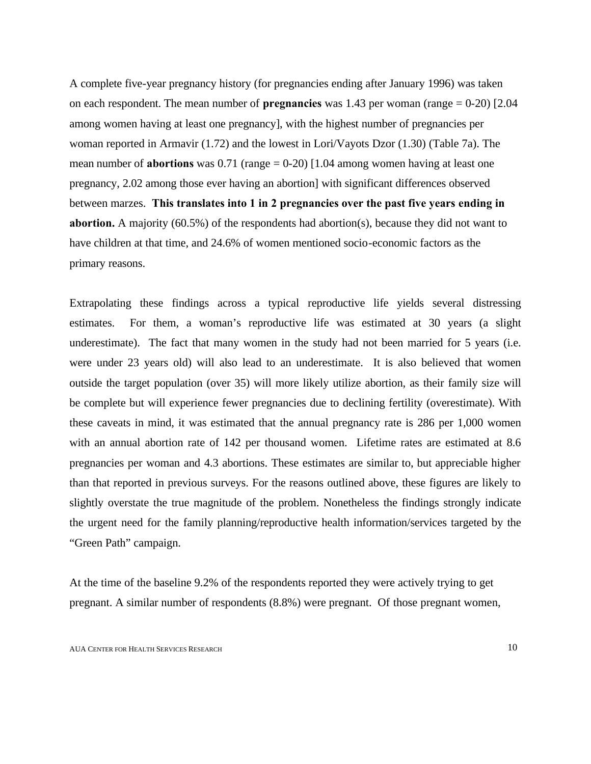A complete five-year pregnancy history (for pregnancies ending after January 1996) was taken on each respondent. The mean number of **pregnancies** was 1.43 per woman (range = 0-20) [2.04 among women having at least one pregnancy], with the highest number of pregnancies per woman reported in Armavir (1.72) and the lowest in Lori/Vayots Dzor (1.30) (Table 7a). The mean number of **abortions** was 0.71 (range = 0-20) [1.04 among women having at least one pregnancy, 2.02 among those ever having an abortion] with significant differences observed between marzes. **This translates into 1 in 2 pregnancies over the past five years ending in abortion.** A majority (60.5%) of the respondents had abortion(s), because they did not want to have children at that time, and 24.6% of women mentioned socio-economic factors as the primary reasons.

Extrapolating these findings across a typical reproductive life yields several distressing estimates. For them, a woman's reproductive life was estimated at 30 years (a slight underestimate). The fact that many women in the study had not been married for 5 years (i.e. were under 23 years old) will also lead to an underestimate. It is also believed that women outside the target population (over 35) will more likely utilize abortion, as their family size will be complete but will experience fewer pregnancies due to declining fertility (overestimate). With these caveats in mind, it was estimated that the annual pregnancy rate is 286 per 1,000 women with an annual abortion rate of 142 per thousand women. Lifetime rates are estimated at 8.6 pregnancies per woman and 4.3 abortions. These estimates are similar to, but appreciable higher than that reported in previous surveys. For the reasons outlined above, these figures are likely to slightly overstate the true magnitude of the problem. Nonetheless the findings strongly indicate the urgent need for the family planning/reproductive health information/services targeted by the "Green Path" campaign.

At the time of the baseline 9.2% of the respondents reported they were actively trying to get pregnant. A similar number of respondents (8.8%) were pregnant. Of those pregnant women,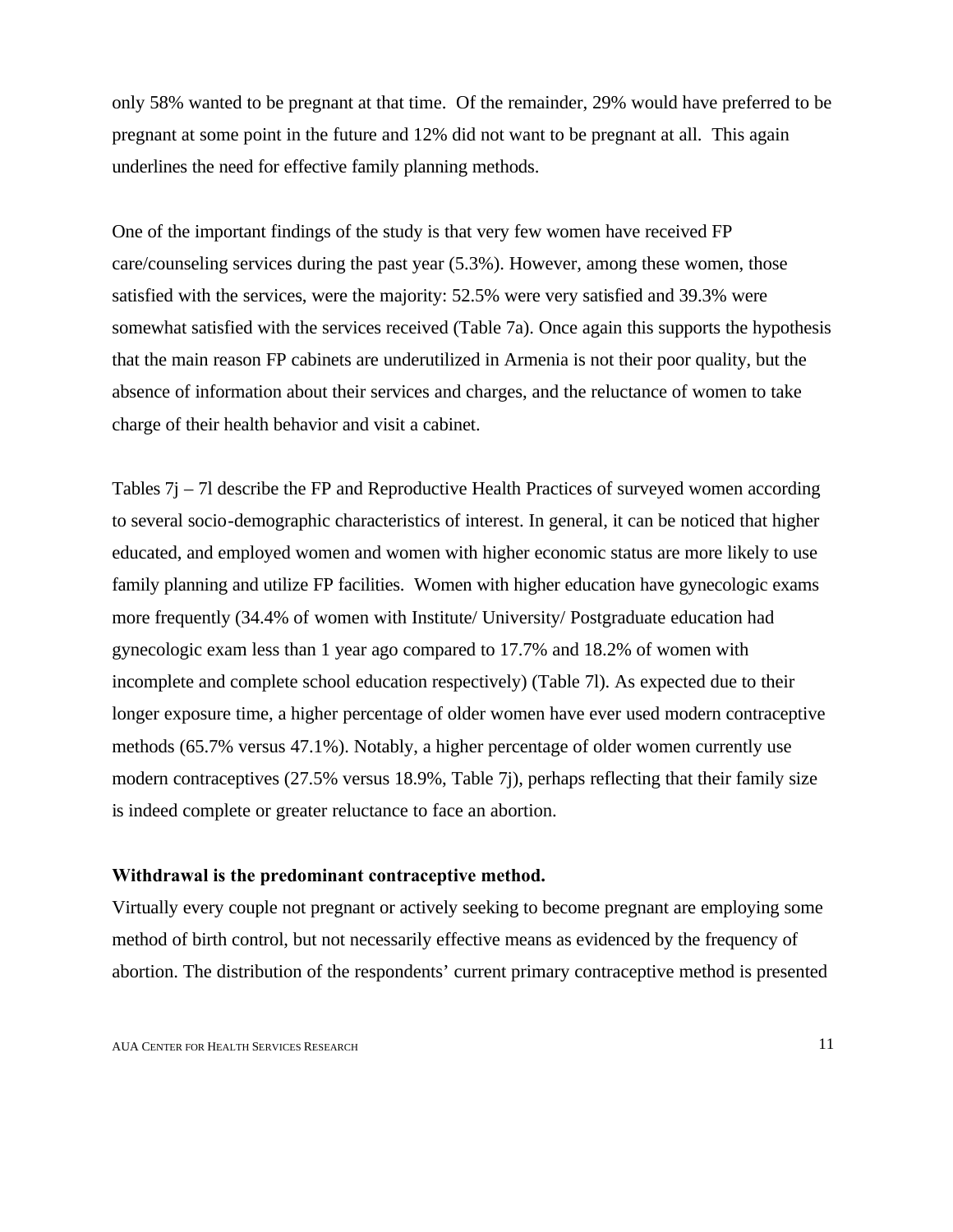only 58% wanted to be pregnant at that time. Of the remainder, 29% would have preferred to be pregnant at some point in the future and 12% did not want to be pregnant at all. This again underlines the need for effective family planning methods.

One of the important findings of the study is that very few women have received FP care/counseling services during the past year (5.3%). However, among these women, those satisfied with the services, were the majority: 52.5% were very satisfied and 39.3% were somewhat satisfied with the services received (Table 7a). Once again this supports the hypothesis that the main reason FP cabinets are underutilized in Armenia is not their poor quality, but the absence of information about their services and charges, and the reluctance of women to take charge of their health behavior and visit a cabinet.

Tables 7j – 7l describe the FP and Reproductive Health Practices of surveyed women according to several socio-demographic characteristics of interest. In general, it can be noticed that higher educated, and employed women and women with higher economic status are more likely to use family planning and utilize FP facilities. Women with higher education have gynecologic exams more frequently (34.4% of women with Institute/ University/ Postgraduate education had gynecologic exam less than 1 year ago compared to 17.7% and 18.2% of women with incomplete and complete school education respectively) (Table 7l). As expected due to their longer exposure time, a higher percentage of older women have ever used modern contraceptive methods (65.7% versus 47.1%). Notably, a higher percentage of older women currently use modern contraceptives (27.5% versus 18.9%, Table 7j), perhaps reflecting that their family size is indeed complete or greater reluctance to face an abortion.

**Withdrawal is the predominant contraceptive method.**

Virtually every couple not pregnant or actively seeking to become pregnant are employing some method of birth control, but not necessarily effective means as evidenced by the frequency of abortion. The distribution of the respondents' current primary contraceptive method is presented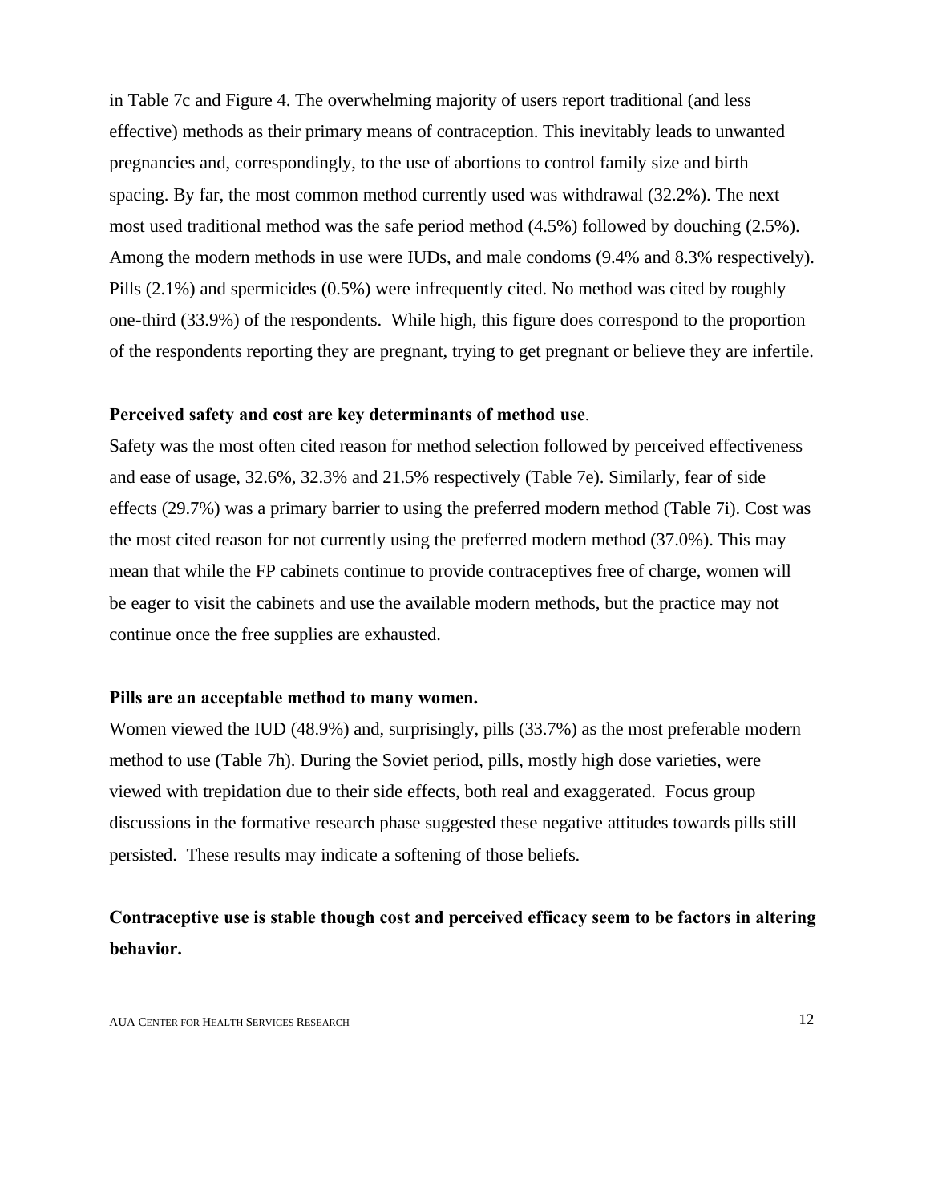in Table 7c and Figure 4. The overwhelming majority of users report traditional (and less effective) methods as their primary means of contraception. This inevitably leads to unwanted pregnancies and, correspondingly, to the use of abortions to control family size and birth spacing. By far, the most common method currently used was withdrawal (32.2%). The next most used traditional method was the safe period method (4.5%) followed by douching (2.5%). Among the modern methods in use were IUDs, and male condoms (9.4% and 8.3% respectively). Pills (2.1%) and spermicides (0.5%) were infrequently cited. No method was cited by roughly one-third (33.9%) of the respondents. While high, this figure does correspond to the proportion of the respondents reporting they are pregnant, trying to get pregnant or believe they are infertile.

**Perceived safety and cost are key determinants of method use**.

Safety was the most often cited reason for method selection followed by perceived effectiveness and ease of usage, 32.6%, 32.3% and 21.5% respectively (Table 7e). Similarly, fear of side effects (29.7%) was a primary barrier to using the preferred modern method (Table 7i). Cost was the most cited reason for not currently using the preferred modern method (37.0%). This may mean that while the FP cabinets continue to provide contraceptives free of charge, women will be eager to visit the cabinets and use the available modern methods, but the practice may not continue once the free supplies are exhausted.

**Pills are an acceptable method to many women.**

Women viewed the IUD (48.9%) and, surprisingly, pills (33.7%) as the most preferable modern method to use (Table 7h). During the Soviet period, pills, mostly high dose varieties, were viewed with trepidation due to their side effects, both real and exaggerated. Focus group discussions in the formative research phase suggested these negative attitudes towards pills still persisted. These results may indicate a softening of those beliefs.

**Contraceptive use is stable though cost and perceived efficacy seem to be factors in altering behavior.**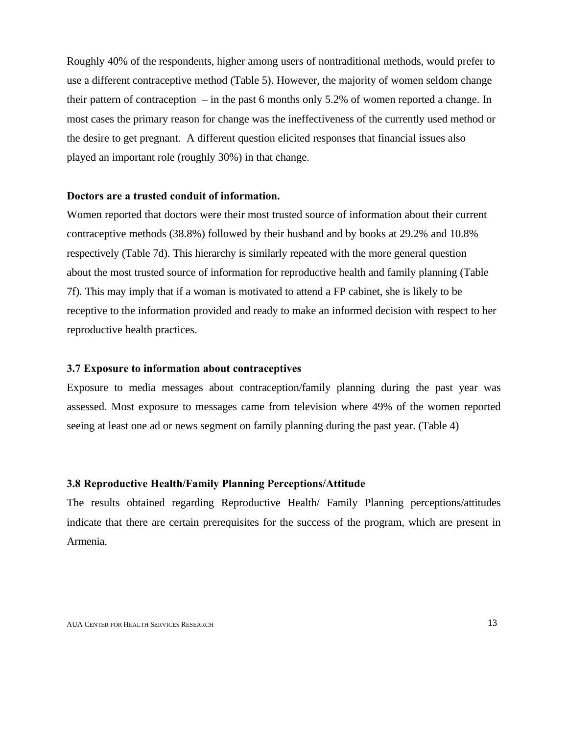Roughly 40% of the respondents, higher among users of nontraditional methods, would prefer to use a different contraceptive method (Table 5). However, the majority of women seldom change their pattern of contraception – in the past 6 months only 5.2% of women reported a change. In most cases the primary reason for change was the ineffectiveness of the currently used method or the desire to get pregnant. A different question elicited responses that financial issues also played an important role (roughly 30%) in that change.

**Doctors are a trusted conduit of information.**

Women reported that doctors were their most trusted source of information about their current contraceptive methods (38.8%) followed by their husband and by books at 29.2% and 10.8% respectively (Table 7d). This hierarchy is similarly repeated with the more general question about the most trusted source of information for reproductive health and family planning (Table 7f). This may imply that if a woman is motivated to attend a FP cabinet, she is likely to be receptive to the information provided and ready to make an informed decision with respect to her reproductive health practices.

### 3.7 Exposure to information about contraceptives

Exposure to media messages about contraception/family planning during the past year was assessed. Most exposure to messages came from television where 49% of the women reported seeing at least one ad or news segment on family planning during the past year. (Table 4)

### 3.8 Reproductive Health/Family Planning Perceptions/Attitude

The results obtained regarding Reproductive Health/ Family Planning perceptions/attitudes indicate that there are certain prerequisites for the success of the program, which are present in Armenia.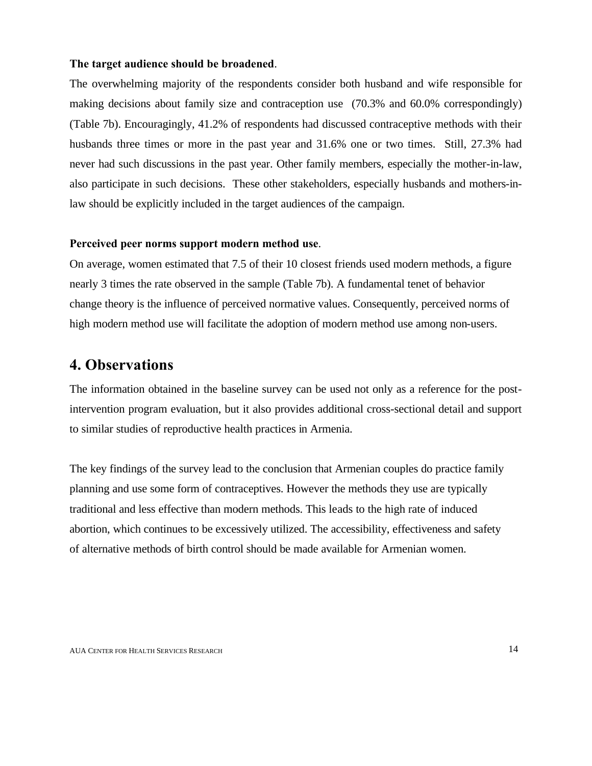**The target audience should be broadened**.

The overwhelming majority of the respondents consider both husband and wife responsible for making decisions about family size and contraception use (70.3% and 60.0% correspondingly) (Table 7b). Encouragingly, 41.2% of respondents had discussed contraceptive methods with their husbands three times or more in the past year and 31.6% one or two times. Still, 27.3% had never had such discussions in the past year. Other family members, especially the mother-in-law, also participate in such decisions. These other stakeholders, especially husbands and mothers-in-law should be explicitly included in the target audiences of the campaign.

**Perceived peer norms support modern method use**.

On average, women estimated that 7.5 of their 10 closest friends used modern methods, a figure nearly 3 times the rate observed in the sample (Table 7b). A fundamental tenet of behavior change theory is the influence of perceived normative values. Consequently, perceived norms of high modern method use will facilitate the adoption of modern method use among non-users.

## 4. Observations

The information obtained in the baseline survey can be used not only as a reference for the post-intervention program evaluation, but it also provides additional cross-sectional detail and support to similar studies of reproductive health practices in Armenia.

The key findings of the survey lead to the conclusion that Armenian couples do practice family planning and use some form of contraceptives. However the methods they use are typically traditional and less effective than modern methods. This leads to the high rate of induced abortion, which continues to be excessively utilized. The accessibility, effectiveness and safety of alternative methods of birth control should be made available for Armenian women.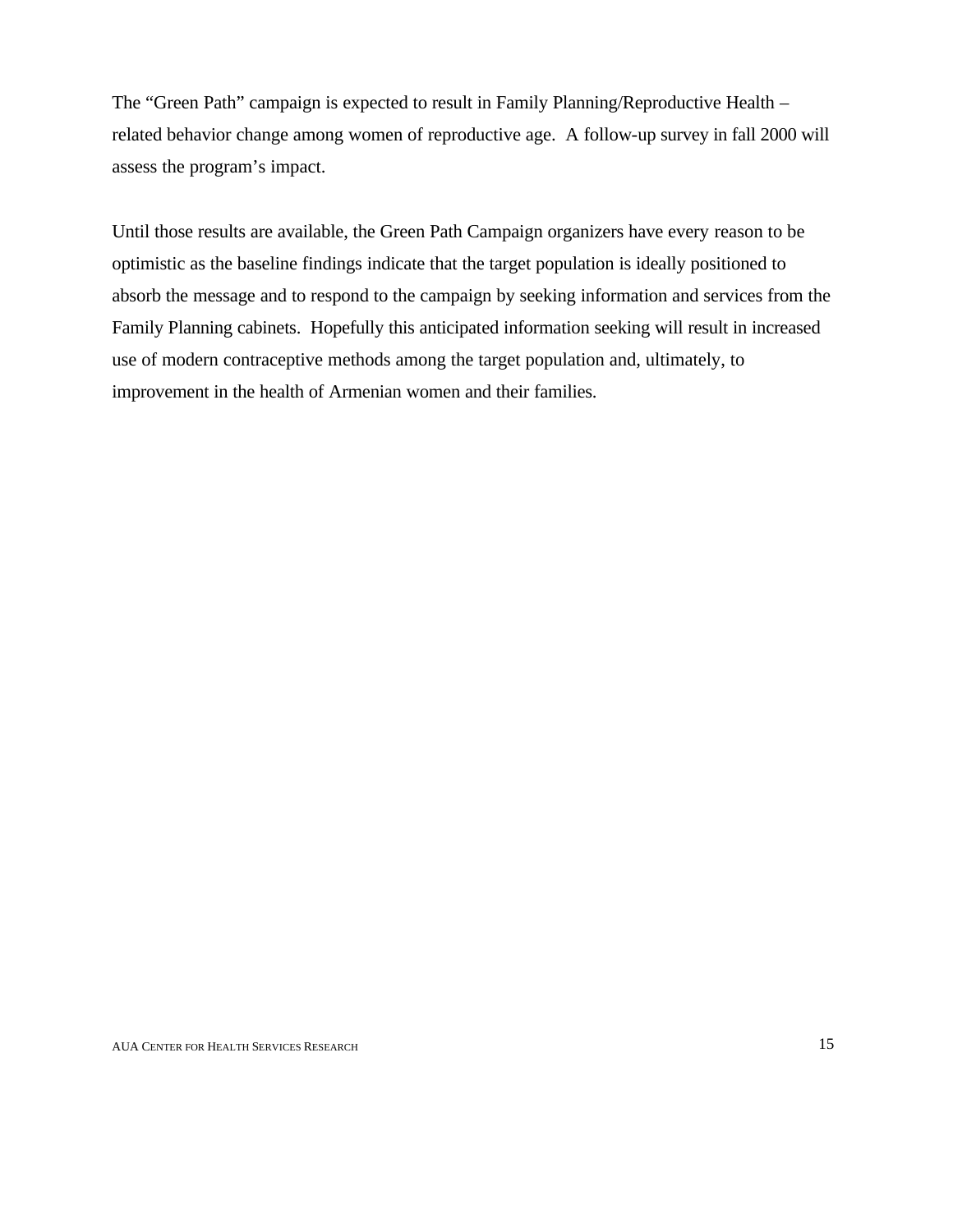The "Green Path" campaign is expected to result in Family Planning/Reproductive Health – related behavior change among women of reproductive age. A follow-up survey in fall 2000 will assess the program's impact.

Until those results are available, the Green Path Campaign organizers have every reason to be optimistic as the baseline findings indicate that the target population is ideally positioned to absorb the message and to respond to the campaign by seeking information and services from the Family Planning cabinets. Hopefully this anticipated information seeking will result in increased use of modern contraceptive methods among the target population and, ultimately, to improvement in the health of Armenian women and their families.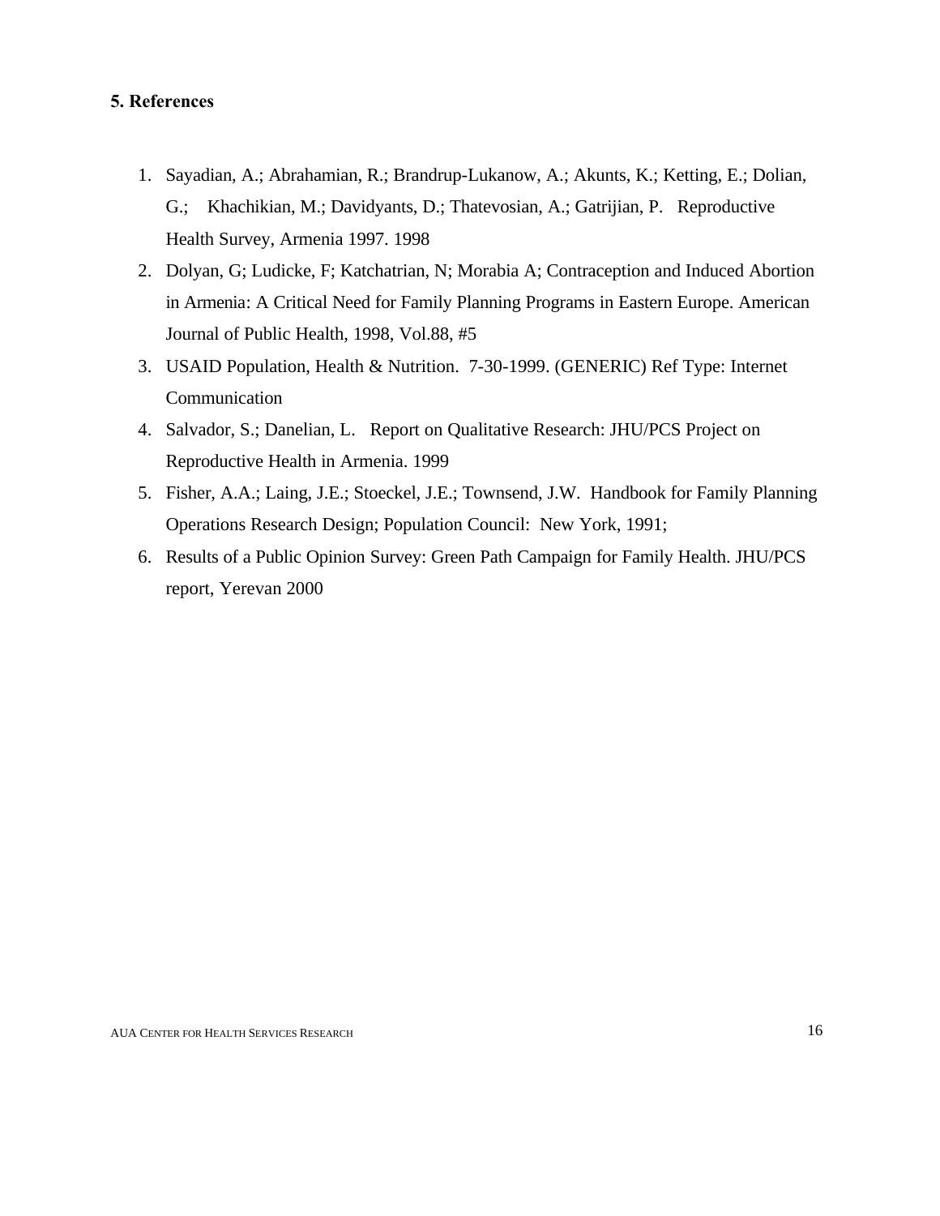## 5. References

1. Sayadian, A.; Abrahamian, R.; Brandrup-Lukanow, A.; Akunts, K.; Ketting, E.; Dolian, G.; Khachikian, M.; Davidyants, D.; Thatevosian, A.; Gatrijian, P. Reproductive Health Survey, Armenia 1997. 1998
2. Dolyan, G; Ludicke, F; Katchatrian, N; Morabia A; Contraception and Induced Abortion in Armenia: A Critical Need for Family Planning Programs in Eastern Europe. American Journal of Public Health, 1998, Vol.88, #5
3. USAID Population, Health & Nutrition. 7-30-1999. (GENERIC) Ref Type: Internet Communication
4. Salvador, S.; Danelian, L. Report on Qualitative Research: JHU/PCS Project on Reproductive Health in Armenia. 1999
5. Fisher, A.A.; Laing, J.E.; Stoeckel, J.E.; Townsend, J.W. Handbook for Family Planning Operations Research Design; Population Council: New York, 1991;
6. Results of a Public Opinion Survey: Green Path Campaign for Family Health. JHU/PCS report, Yerevan 2000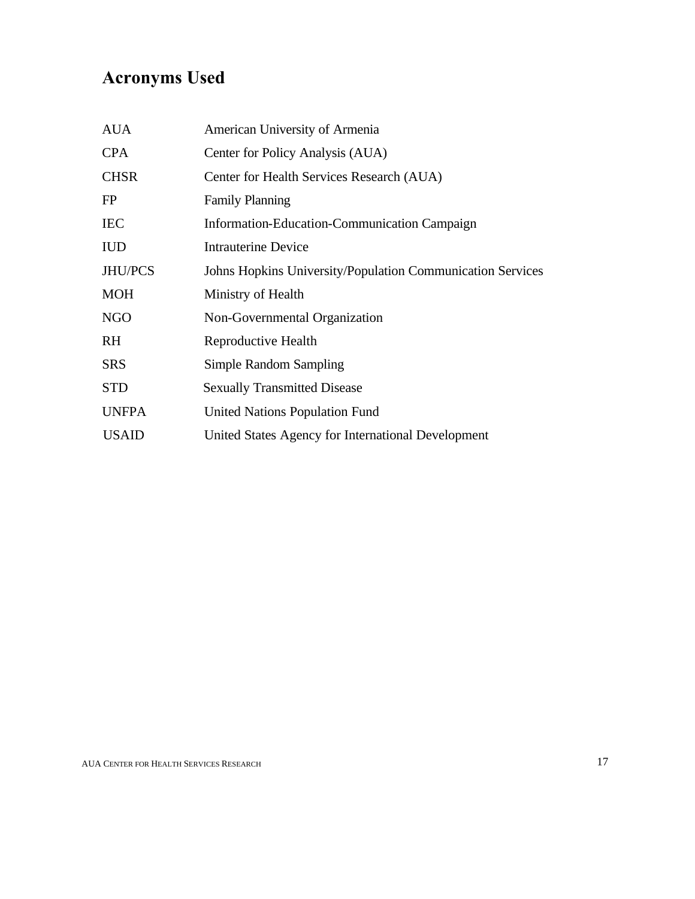## Acronyms Used

| | |
|---|---|
| AUA | American University of Armenia |
| CPA | Center for Policy Analysis (AUA) |
| CHSR | Center for Health Services Research (AUA) |
| FP | Family Planning |
| IEC | Information-Education-Communication Campaign |
| IUD | Intrauterine Device |
| JHU/PCS | Johns Hopkins University/Population Communication Services |
| MOH | Ministry of Health |
| NGO | Non-Governmental Organization |
| RH | Reproductive Health |
| SRS | Simple Random Sampling |
| STD | Sexually Transmitted Disease |
| UNFPA | United Nations Population Fund |
| USAID | United States Agency for International Development |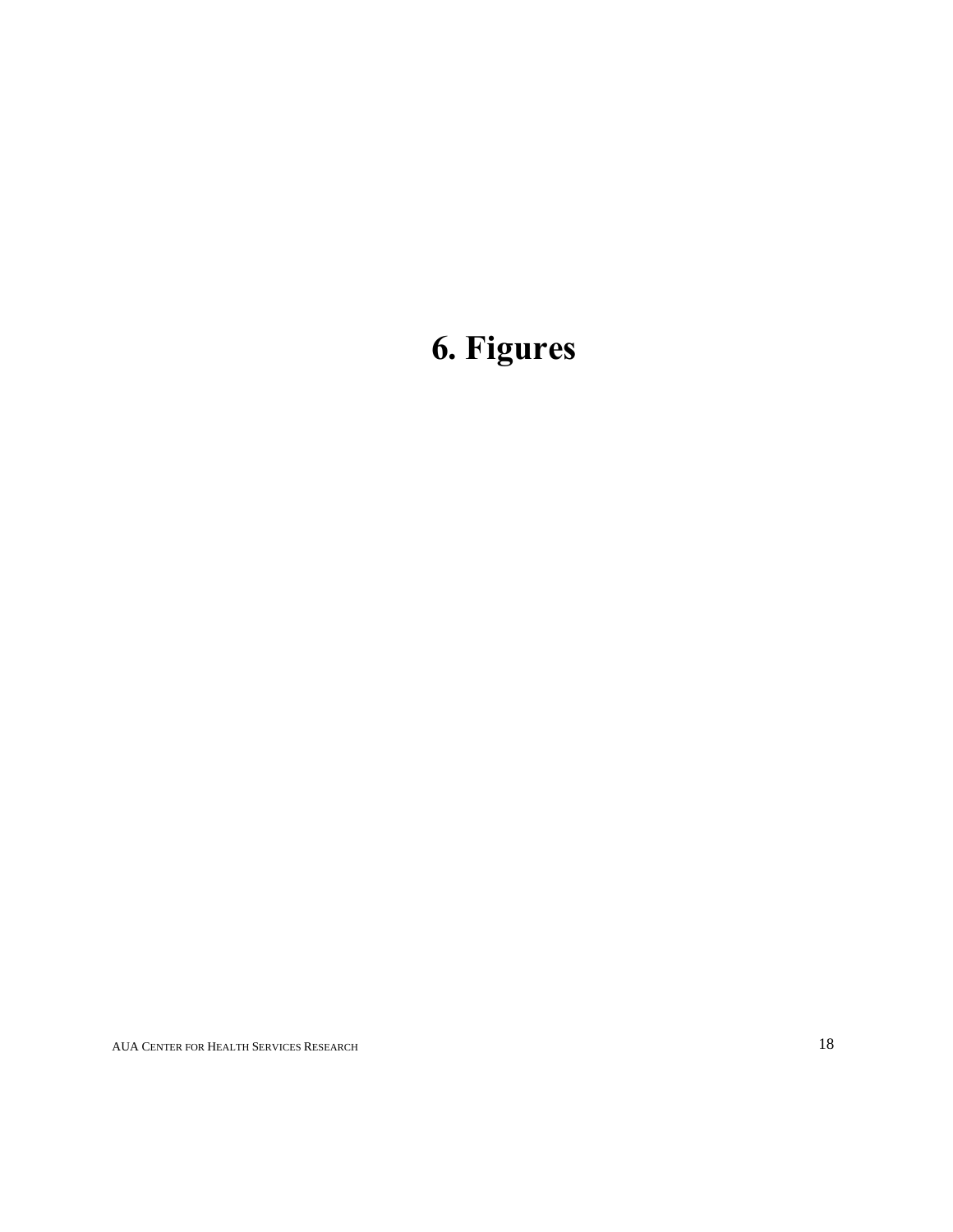# 6. Figures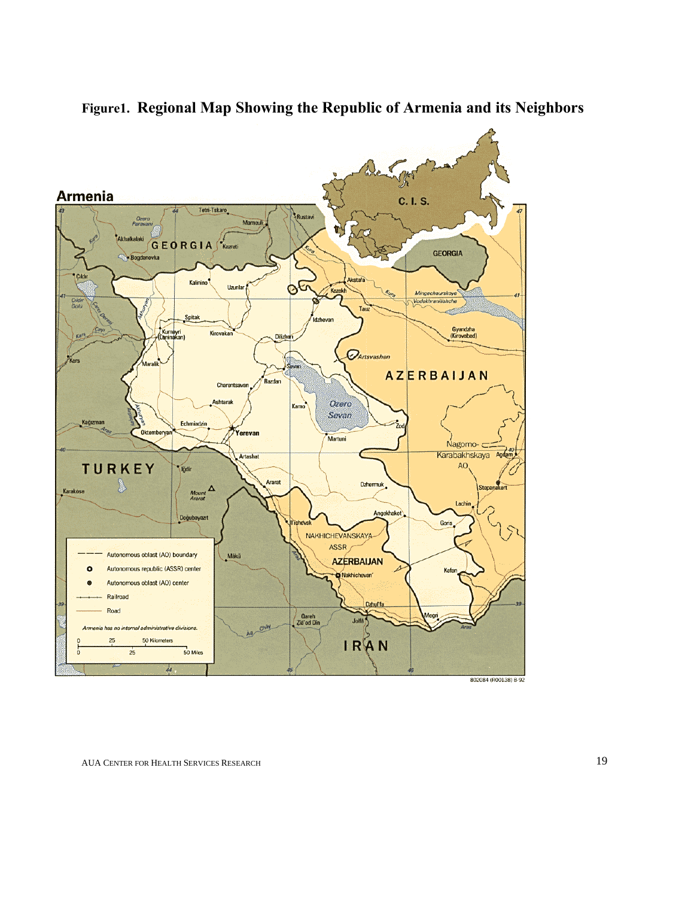**Figure1. Regional Map Showing the Republic of Armenia and its Neighbors**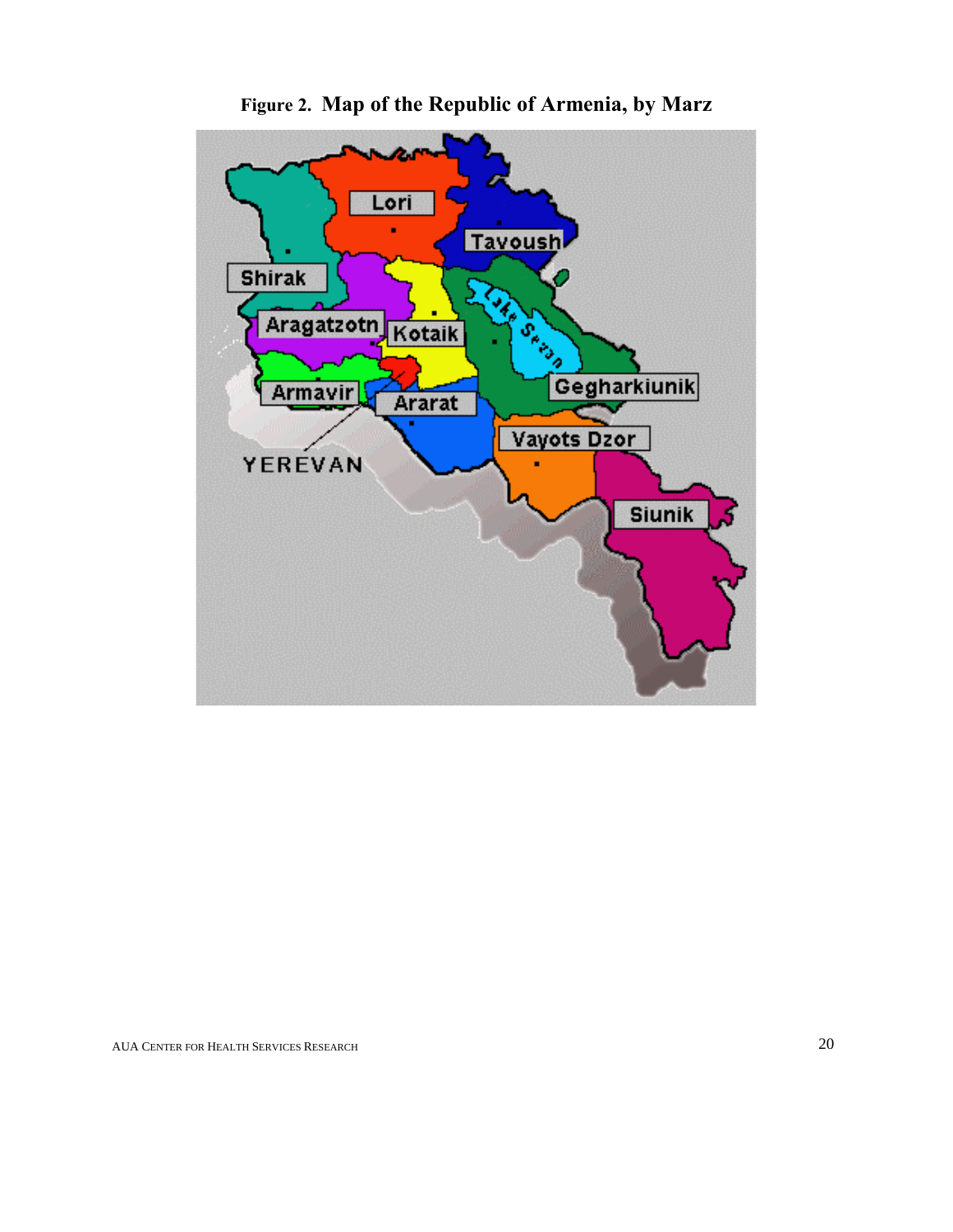**Figure 2. Map of the Republic of Armenia, by Marz**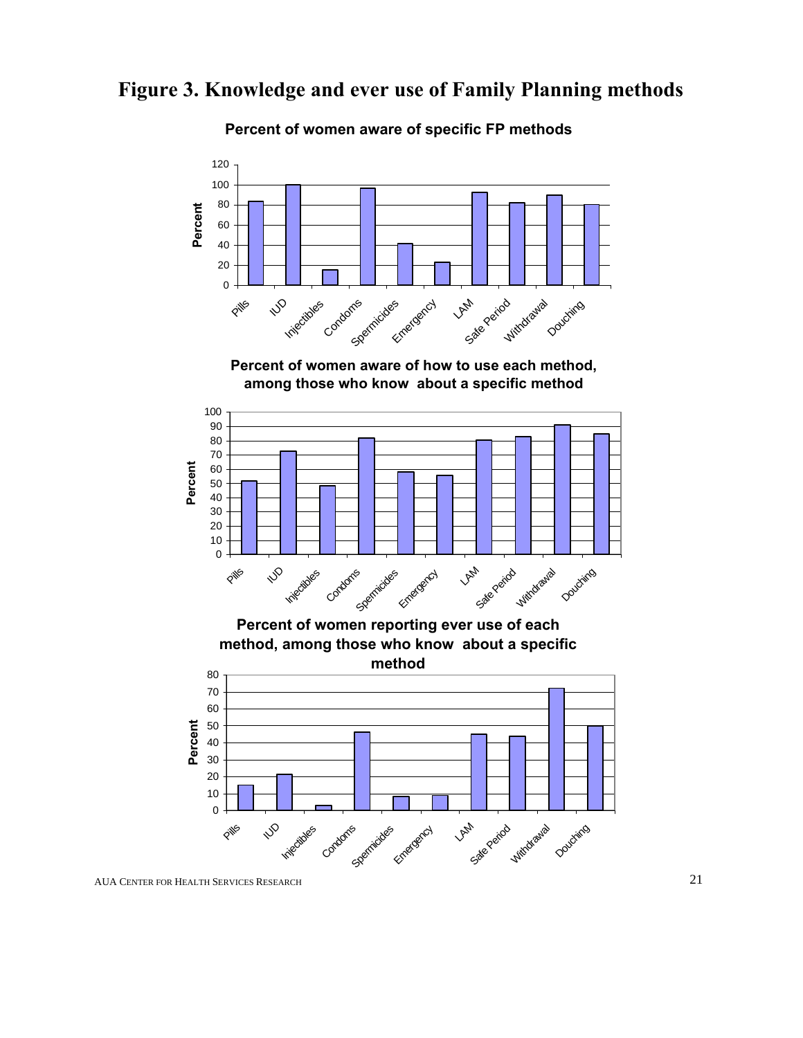# Figure 3. Knowledge and ever use of Family Planning methods

**Percent of women aware of specific FP methods**

**Percent of women aware of how to use each method, among those who know about a specific method**

**Percent of women reporting ever use of each method, among those who know about a specific method**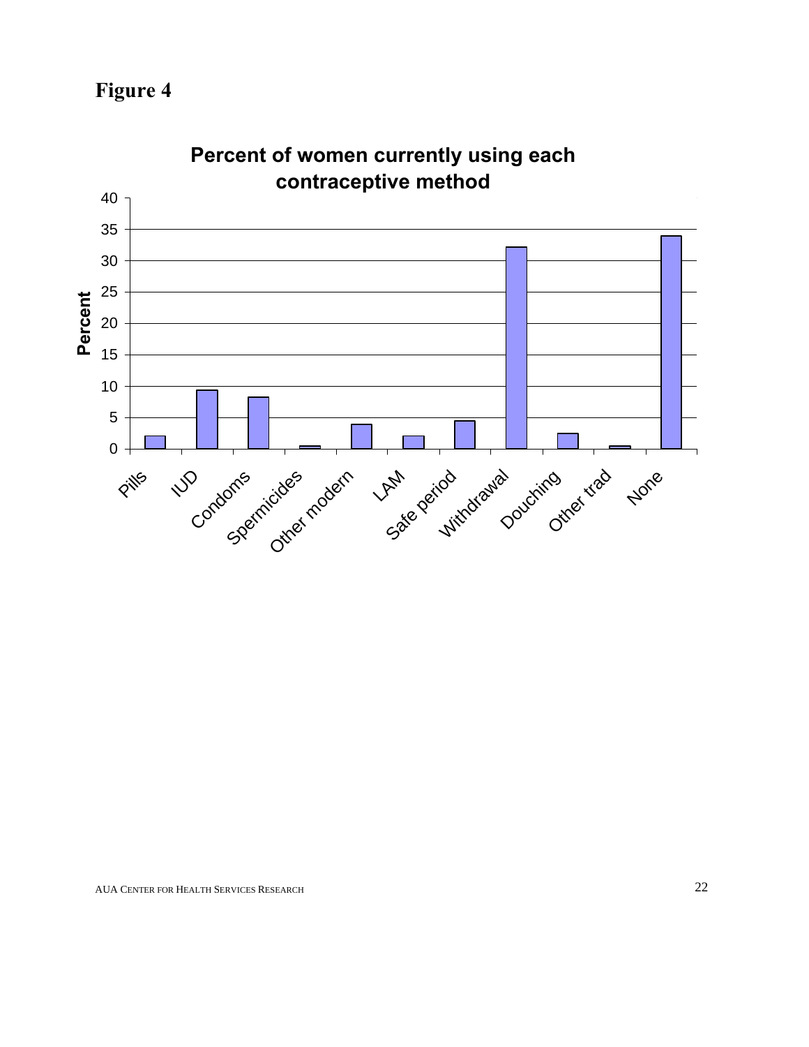# Figure 4

**Percent of women currently using each contraceptive method**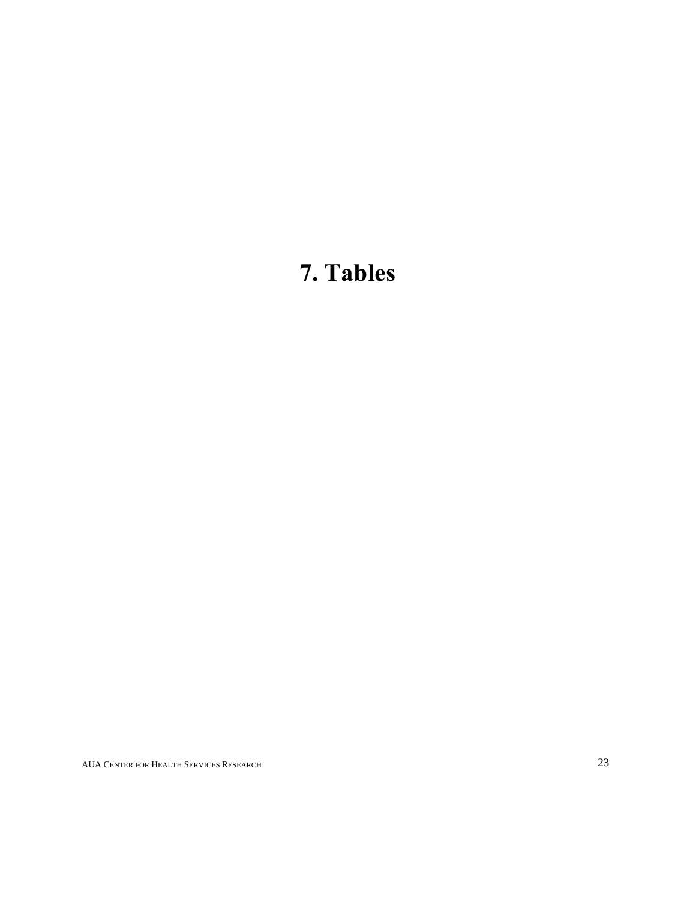# 7. Tables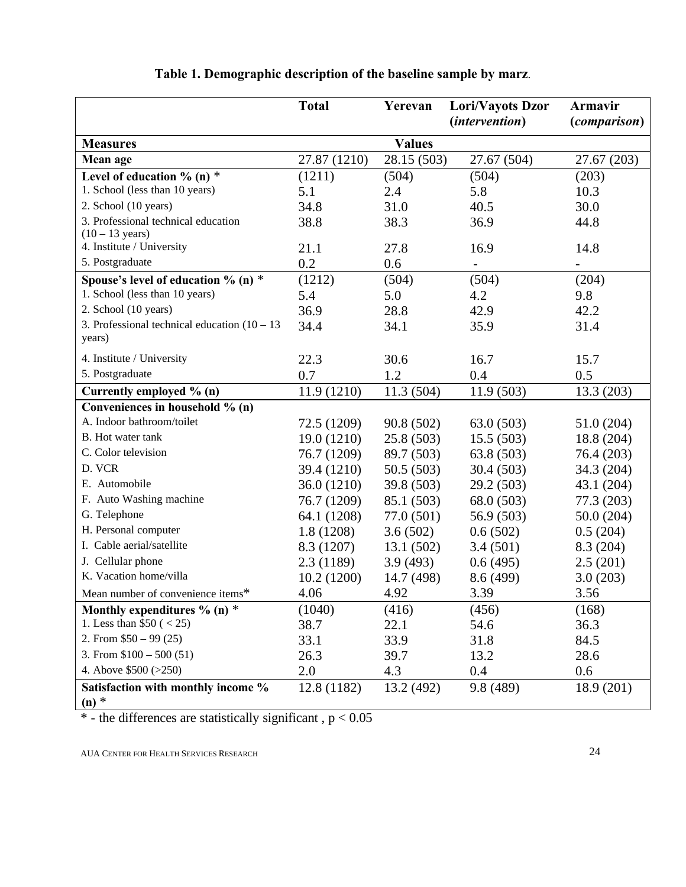**Table 1. Demographic description of the baseline sample by marz.**

| | **Total** | **Yerevan** | **Lori/Vayots Dzor (*intervention*)** | **Armavir (*comparison*)** |
|---|---|---|---|---|
| **Measures** | | **Values** | | |
| **Mean age** | 27.87 (1210) | 28.15 (503) | 27.67 (504) | 27.67 (203) |
| **Level of education % (n)** * | (1211) | (504) | (504) | (203) |
| 1. School (less than 10 years) | 5.1 | 2.4 | 5.8 | 10.3 |
| 2. School (10 years) | 34.8 | 31.0 | 40.5 | 30.0 |
| 3. Professional technical education (10 – 13 years) | 38.8 | 38.3 | 36.9 | 44.8 |
| 4. Institute / University | 21.1 | 27.8 | 16.9 | 14.8 |
| 5. Postgraduate | 0.2 | 0.6 | - | - |
| **Spouse's level of education % (n)** * | (1212) | (504) | (504) | (204) |
| 1. School (less than 10 years) | 5.4 | 5.0 | 4.2 | 9.8 |
| 2. School (10 years) | 36.9 | 28.8 | 42.9 | 42.2 |
| 3. Professional technical education (10 – 13 years) | 34.4 | 34.1 | 35.9 | 31.4 |
| 4. Institute / University | 22.3 | 30.6 | 16.7 | 15.7 |
| 5. Postgraduate | 0.7 | 1.2 | 0.4 | 0.5 |
| **Currently employed % (n)** | 11.9 (1210) | 11.3 (504) | 11.9 (503) | 13.3 (203) |
| **Conveniences in household % (n)** | | | | |
| A. Indoor bathroom/toilet | 72.5 (1209) | 90.8 (502) | 63.0 (503) | 51.0 (204) |
| B. Hot water tank | 19.0 (1210) | 25.8 (503) | 15.5 (503) | 18.8 (204) |
| C. Color television | 76.7 (1209) | 89.7 (503) | 63.8 (503) | 76.4 (203) |
| D. VCR | 39.4 (1210) | 50.5 (503) | 30.4 (503) | 34.3 (204) |
| E. Automobile | 36.0 (1210) | 39.8 (503) | 29.2 (503) | 43.1 (204) |
| F. Auto Washing machine | 76.7 (1209) | 85.1 (503) | 68.0 (503) | 77.3 (203) |
| G. Telephone | 64.1 (1208) | 77.0 (501) | 56.9 (503) | 50.0 (204) |
| H. Personal computer | 1.8 (1208) | 3.6 (502) | 0.6 (502) | 0.5 (204) |
| I. Cable aerial/satellite | 8.3 (1207) | 13.1 (502) | 3.4 (501) | 8.3 (204) |
| J. Cellular phone | 2.3 (1189) | 3.9 (493) | 0.6 (495) | 2.5 (201) |
| K. Vacation home/villa | 10.2 (1200) | 14.7 (498) | 8.6 (499) | 3.0 (203) |
| Mean number of convenience items* | 4.06 | 4.92 | 3.39 | 3.56 |
| **Monthly expenditures % (n)** * | (1040) | (416) | (456) | (168) |
| 1. Less than \$50 ( < 25) | 38.7 | 22.1 | 54.6 | 36.3 |
| 2. From \$50 – 99 (25) | 33.1 | 33.9 | 31.8 | 84.5 |
| 3. From \$100 – 500 (51) | 26.3 | 39.7 | 13.2 | 28.6 |
| 4. Above \$500 (>250) | 2.0 | 4.3 | 0.4 | 0.6 |
| **Satisfaction with monthly income % (n)** * | 12.8 (1182) | 13.2 (492) | 9.8 (489) | 18.9 (201) |

* - the differences are statistically significant , $p < 0.05$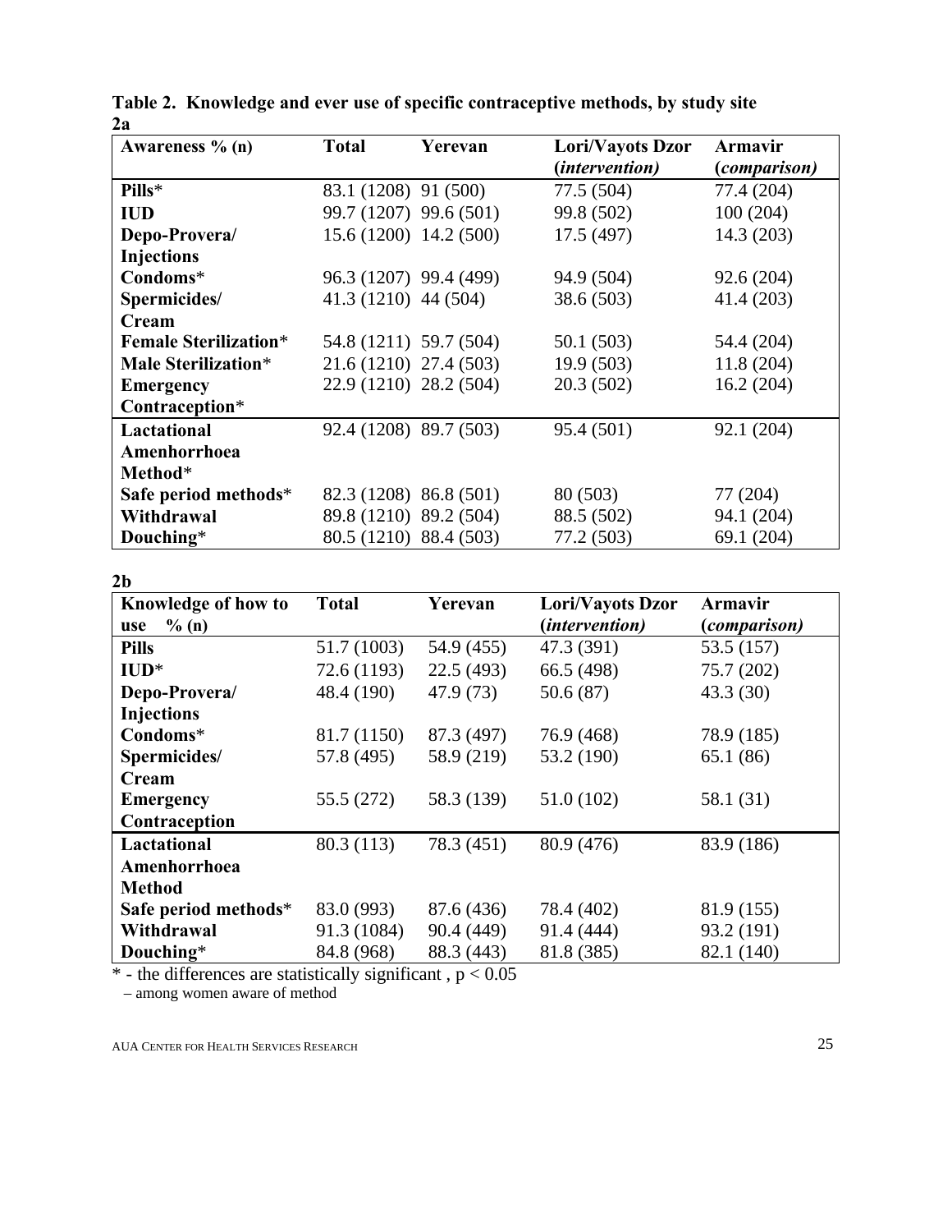**Table 2. Knowledge and ever use of specific contraceptive methods, by study site**

**2a**

| Awareness % (n) | Total | Yerevan | Lori/Vayots Dzor (*intervention*) | Armavir (*comparison*) |
|---|---|---|---|---|
| **Pills*** | 83.1 (1208) | 91 (500) | 77.5 (504) | 77.4 (204) |
| **IUD** | 99.7 (1207) | 99.6 (501) | 99.8 (502) | 100 (204) |
| **Depo-Provera/ Injections** | 15.6 (1200) | 14.2 (500) | 17.5 (497) | 14.3 (203) |
| **Condoms*** | 96.3 (1207) | 99.4 (499) | 94.9 (504) | 92.6 (204) |
| **Spermicides/ Cream** | 41.3 (1210) | 44 (504) | 38.6 (503) | 41.4 (203) |
| **Female Sterilization*** | 54.8 (1211) | 59.7 (504) | 50.1 (503) | 54.4 (204) |
| **Male Sterilization*** | 21.6 (1210) | 27.4 (503) | 19.9 (503) | 11.8 (204) |
| **Emergency Contraception*** | 22.9 (1210) | 28.2 (504) | 20.3 (502) | 16.2 (204) |
| **Lactational Amenhorrhoea Method*** | 92.4 (1208) | 89.7 (503) | 95.4 (501) | 92.1 (204) |
| **Safe period methods*** | 82.3 (1208) | 86.8 (501) | 80 (503) | 77 (204) |
| **Withdrawal** | 89.8 (1210) | 89.2 (504) | 88.5 (502) | 94.1 (204) |
| **Douching*** | 80.5 (1210) | 88.4 (503) | 77.2 (503) | 69.1 (204) |

**2b**

| Knowledge of how to use % (n) | Total | Yerevan | Lori/Vayots Dzor (*intervention*) | Armavir (*comparison*) |
|---|---|---|---|---|
| **Pills** | 51.7 (1003) | 54.9 (455) | 47.3 (391) | 53.5 (157) |
| **IUD*** | 72.6 (1193) | 22.5 (493) | 66.5 (498) | 75.7 (202) |
| **Depo-Provera/ Injections** | 48.4 (190) | 47.9 (73) | 50.6 (87) | 43.3 (30) |
| **Condoms*** | 81.7 (1150) | 87.3 (497) | 76.9 (468) | 78.9 (185) |
| **Spermicides/ Cream** | 57.8 (495) | 58.9 (219) | 53.2 (190) | 65.1 (86) |
| **Emergency Contraception** | 55.5 (272) | 58.3 (139) | 51.0 (102) | 58.1 (31) |
| **Lactational Amenhorrhoea Method** | 80.3 (113) | 78.3 (451) | 80.9 (476) | 83.9 (186) |
| **Safe period methods*** | 83.0 (993) | 87.6 (436) | 78.4 (402) | 81.9 (155) |
| **Withdrawal** | 91.3 (1084) | 90.4 (449) | 91.4 (444) | 93.2 (191) |
| **Douching*** | 84.8 (968) | 88.3 (443) | 81.8 (385) | 82.1 (140) |

* - the differences are statistically significant , $p < 0.05$

– among women aware of method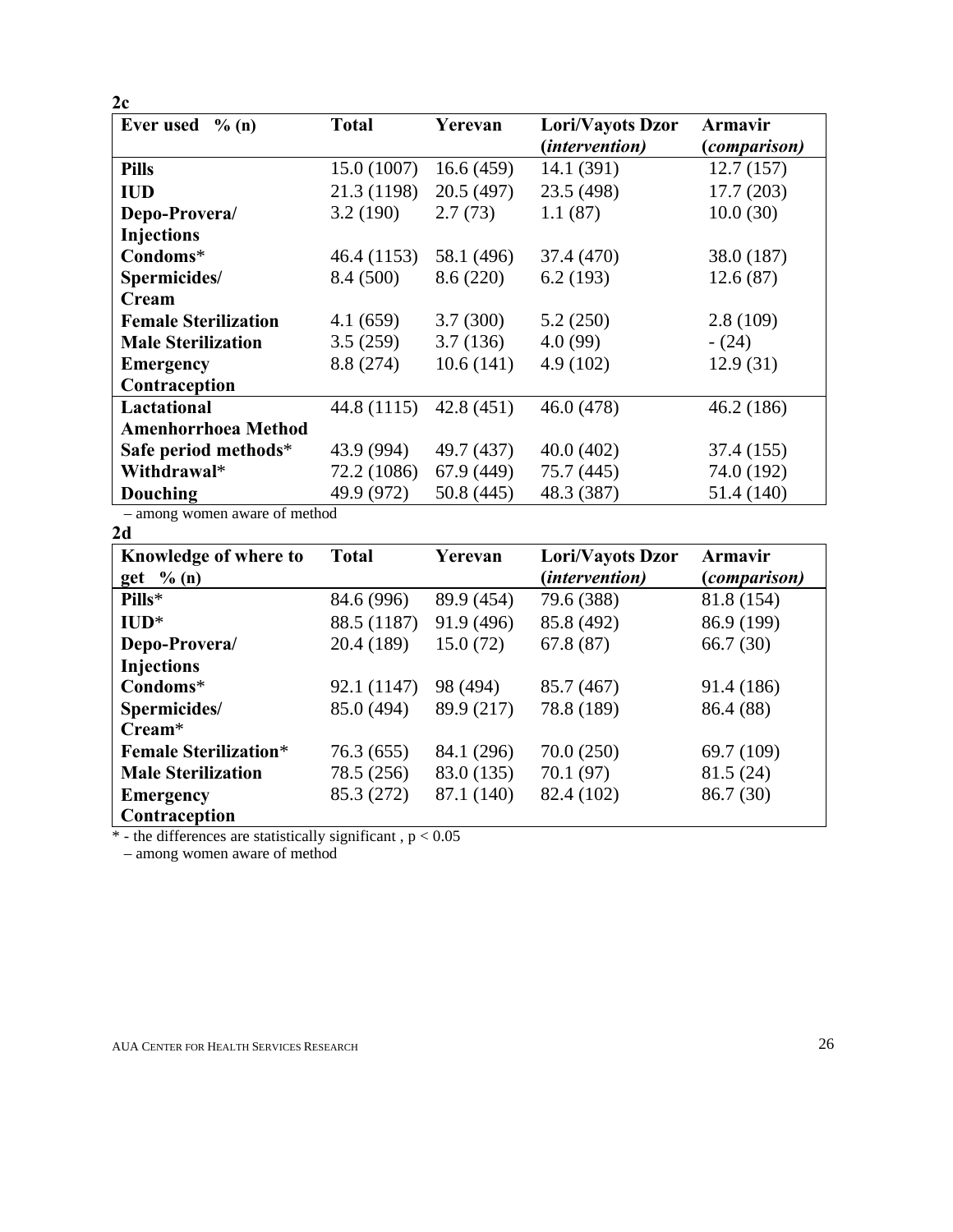**2c**

| Ever used % (n) | Total | Yerevan | Lori/Vayots Dzor (*intervention*) | Armavir (*comparison*) |
|---|---|---|---|---|
| **Pills** | 15.0 (1007) | 16.6 (459) | 14.1 (391) | 12.7 (157) |
| **IUD** | 21.3 (1198) | 20.5 (497) | 23.5 (498) | 17.7 (203) |
| **Depo-Provera/ Injections** | 3.2 (190) | 2.7 (73) | 1.1 (87) | 10.0 (30) |
| **Condoms*** | 46.4 (1153) | 58.1 (496) | 37.4 (470) | 38.0 (187) |
| **Spermicides/ Cream** | 8.4 (500) | 8.6 (220) | 6.2 (193) | 12.6 (87) |
| **Female Sterilization** | 4.1 (659) | 3.7 (300) | 5.2 (250) | 2.8 (109) |
| **Male Sterilization** | 3.5 (259) | 3.7 (136) | 4.0 (99) | - (24) |
| **Emergency Contraception** | 8.8 (274) | 10.6 (141) | 4.9 (102) | 12.9 (31) |
| **Lactational Amenhorrhoea Method** | 44.8 (1115) | 42.8 (451) | 46.0 (478) | 46.2 (186) |
| **Safe period methods*** | 43.9 (994) | 49.7 (437) | 40.0 (402) | 37.4 (155) |
| **Withdrawal*** | 72.2 (1086) | 67.9 (449) | 75.7 (445) | 74.0 (192) |
| **Douching** | 49.9 (972) | 50.8 (445) | 48.3 (387) | 51.4 (140) |

– among women aware of method

**2d**

| Knowledge of where to get % (n) | Total | Yerevan | Lori/Vayots Dzor (*intervention*) | Armavir (*comparison*) |
|---|---|---|---|---|
| **Pills*** | 84.6 (996) | 89.9 (454) | 79.6 (388) | 81.8 (154) |
| **IUD*** | 88.5 (1187) | 91.9 (496) | 85.8 (492) | 86.9 (199) |
| **Depo-Provera/ Injections** | 20.4 (189) | 15.0 (72) | 67.8 (87) | 66.7 (30) |
| **Condoms*** | 92.1 (1147) | 98 (494) | 85.7 (467) | 91.4 (186) |
| **Spermicides/ Cream*** | 85.0 (494) | 89.9 (217) | 78.8 (189) | 86.4 (88) |
| **Female Sterilization*** | 76.3 (655) | 84.1 (296) | 70.0 (250) | 69.7 (109) |
| **Male Sterilization** | 78.5 (256) | 83.0 (135) | 70.1 (97) | 81.5 (24) |
| **Emergency Contraception** | 85.3 (272) | 87.1 (140) | 82.4 (102) | 86.7 (30) |

* - the differences are statistically significant , $p < 0.05$

– among women aware of method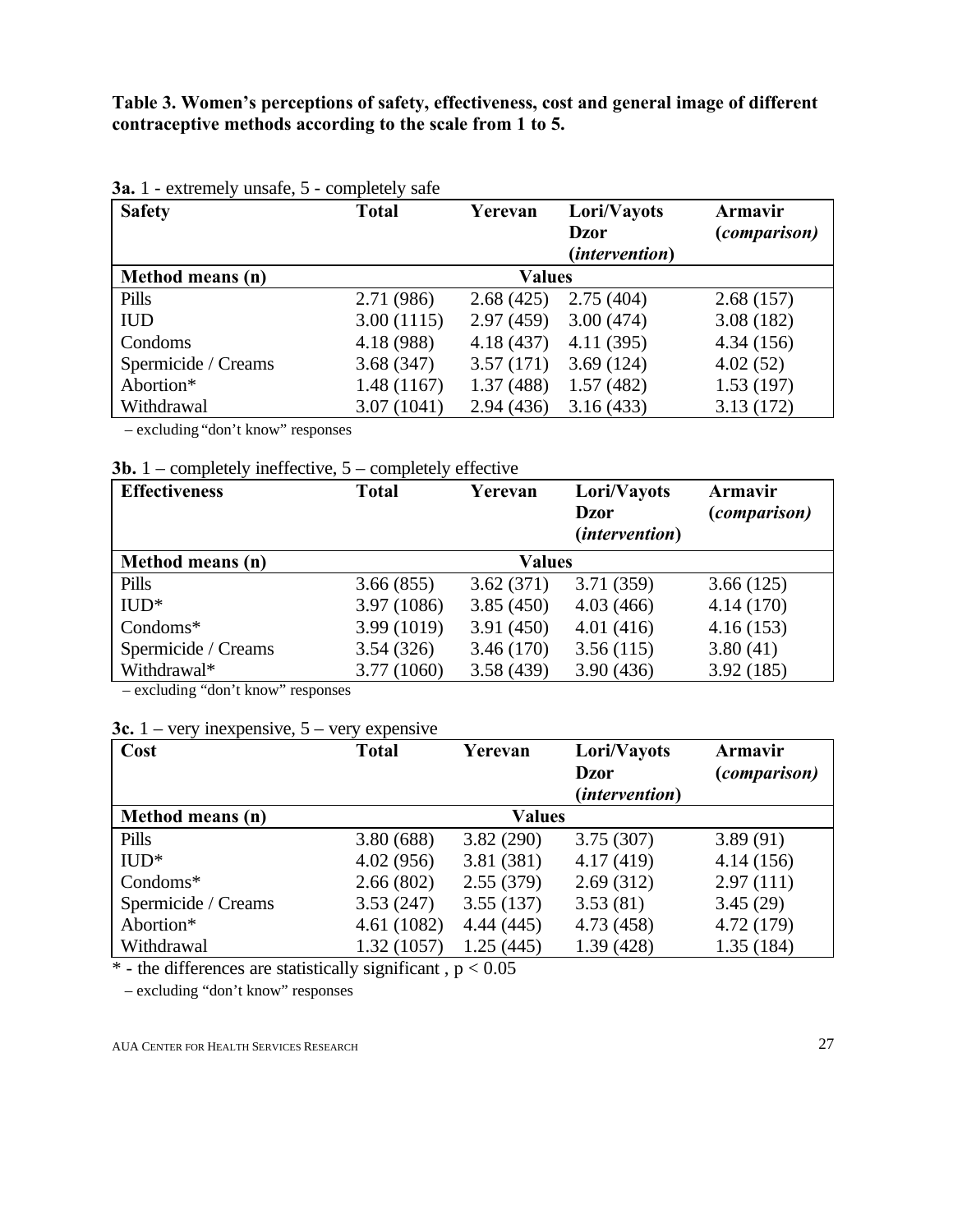**Table 3. Women's perceptions of safety, effectiveness, cost and general image of different contraceptive methods according to the scale from 1 to 5.**

**3a.** 1 - extremely unsafe, 5 - completely safe

| Safety | Total | Yerevan | Lori/Vayots Dzor (*intervention*) | Armavir (*comparison)* |
|---|---|---|---|---|
| **Method means (n)** | | **Values** | | |
| Pills | 2.71 (986) | 2.68 (425) | 2.75 (404) | 2.68 (157) |
| IUD | 3.00 (1115) | 2.97 (459) | 3.00 (474) | 3.08 (182) |
| Condoms | 4.18 (988) | 4.18 (437) | 4.11 (395) | 4.34 (156) |
| Spermicide / Creams | 3.68 (347) | 3.57 (171) | 3.69 (124) | 4.02 (52) |
| Abortion* | 1.48 (1167) | 1.37 (488) | 1.57 (482) | 1.53 (197) |
| Withdrawal | 3.07 (1041) | 2.94 (436) | 3.16 (433) | 3.13 (172) |

– excluding "don't know" responses

**3b.** 1 – completely ineffective, 5 – completely effective

| Effectiveness | Total | Yerevan | Lori/Vayots Dzor (*intervention*) | Armavir (*comparison)* |
|---|---|---|---|---|
| **Method means (n)** | | **Values** | | |
| Pills | 3.66 (855) | 3.62 (371) | 3.71 (359) | 3.66 (125) |
| IUD* | 3.97 (1086) | 3.85 (450) | 4.03 (466) | 4.14 (170) |
| Condoms* | 3.99 (1019) | 3.91 (450) | 4.01 (416) | 4.16 (153) |
| Spermicide / Creams | 3.54 (326) | 3.46 (170) | 3.56 (115) | 3.80 (41) |
| Withdrawal* | 3.77 (1060) | 3.58 (439) | 3.90 (436) | 3.92 (185) |

– excluding "don't know" responses

**3c.** 1 – very inexpensive, 5 – very expensive

| Cost | Total | Yerevan | Lori/Vayots Dzor (*intervention*) | Armavir (*comparison)* |
|---|---|---|---|---|
| **Method means (n)** | | **Values** | | |
| Pills | 3.80 (688) | 3.82 (290) | 3.75 (307) | 3.89 (91) |
| IUD* | 4.02 (956) | 3.81 (381) | 4.17 (419) | 4.14 (156) |
| Condoms* | 2.66 (802) | 2.55 (379) | 2.69 (312) | 2.97 (111) |
| Spermicide / Creams | 3.53 (247) | 3.55 (137) | 3.53 (81) | 3.45 (29) |
| Abortion* | 4.61 (1082) | 4.44 (445) | 4.73 (458) | 4.72 (179) |
| Withdrawal | 1.32 (1057) | 1.25 (445) | 1.39 (428) | 1.35 (184) |

\* - the differences are statistically significant , $p < 0.05$

– excluding "don't know" responses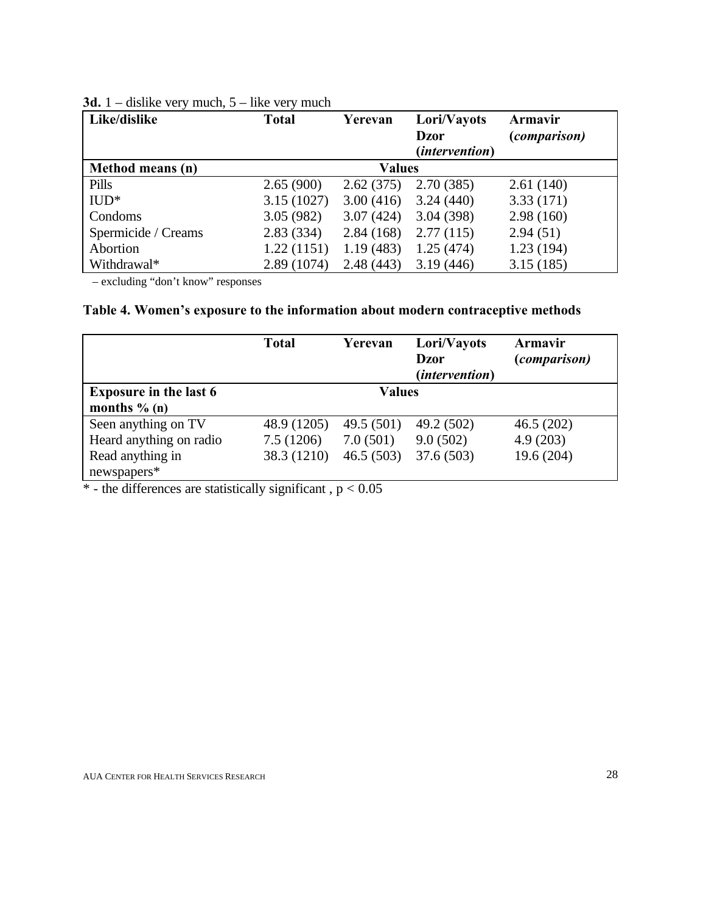**3d.** 1 – dislike very much, 5 – like very much

| Like/dislike | Total | Yerevan | Lori/Vayots Dzor (*intervention*) | Armavir (*comparison*) |
|---|---|---|---|---|
| **Method means (n)** | | **Values** | | |
| Pills | 2.65 (900) | 2.62 (375) | 2.70 (385) | 2.61 (140) |
| IUD* | 3.15 (1027) | 3.00 (416) | 3.24 (440) | 3.33 (171) |
| Condoms | 3.05 (982) | 3.07 (424) | 3.04 (398) | 2.98 (160) |
| Spermicide / Creams | 2.83 (334) | 2.84 (168) | 2.77 (115) | 2.94 (51) |
| Abortion | 1.22 (1151) | 1.19 (483) | 1.25 (474) | 1.23 (194) |
| Withdrawal* | 2.89 (1074) | 2.48 (443) | 3.19 (446) | 3.15 (185) |

– excluding "don't know" responses

**Table 4. Women's exposure to the information about modern contraceptive methods**

| | Total | Yerevan | Lori/Vayots Dzor (*intervention*) | Armavir (*comparison*) |
|---|---|---|---|---|
| **Exposure in the last 6 months % (n)** | | **Values** | | |
| Seen anything on TV | 48.9 (1205) | 49.5 (501) | 49.2 (502) | 46.5 (202) |
| Heard anything on radio | 7.5 (1206) | 7.0 (501) | 9.0 (502) | 4.9 (203) |
| Read anything in newspapers* | 38.3 (1210) | 46.5 (503) | 37.6 (503) | 19.6 (204) |

\* - the differences are statistically significant , $p < 0.05$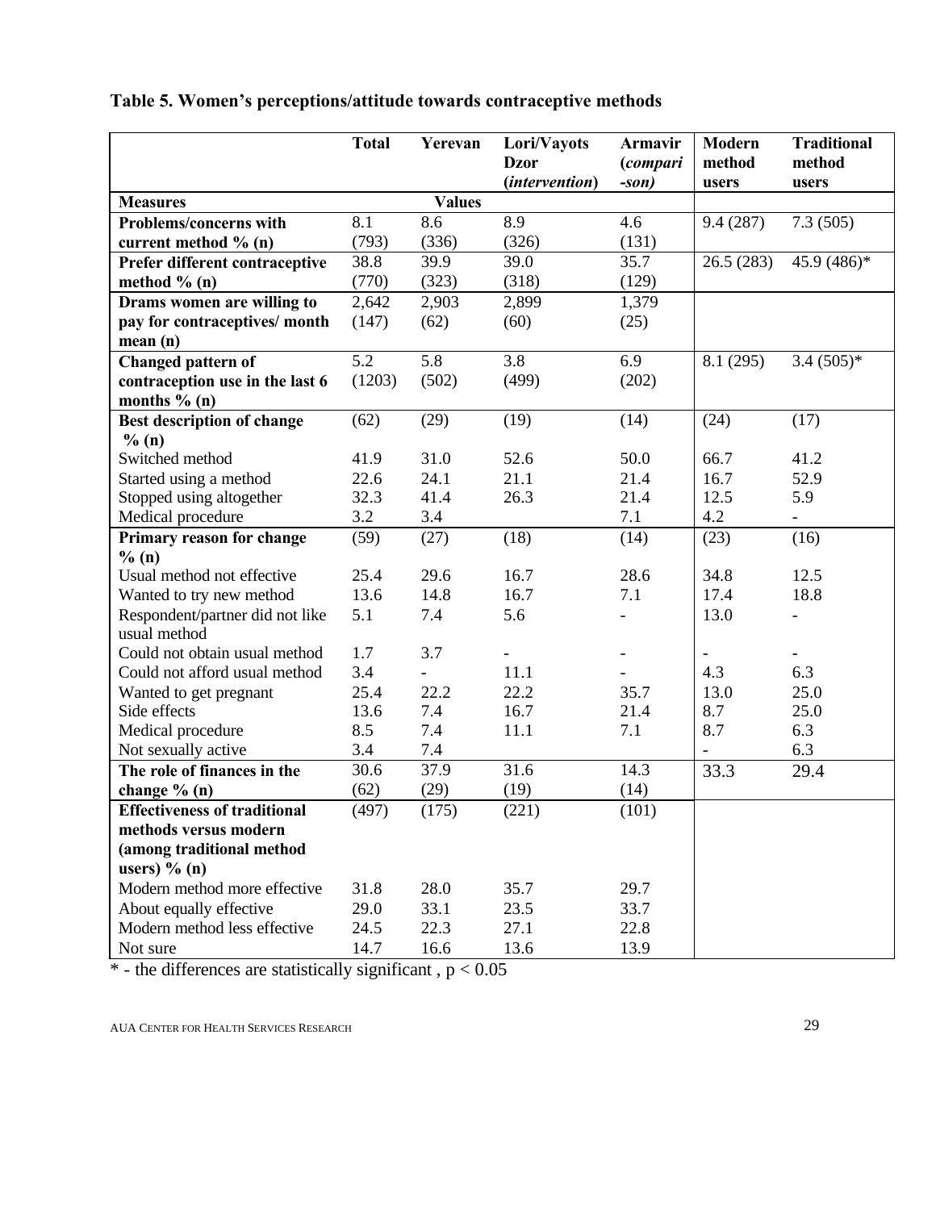**Table 5. Women's perceptions/attitude towards contraceptive methods**

| | Total | Yerevan | Lori/Vayots Dzor (*intervention*) | Armavir (*comparison*) | Modern method users | Traditional method users |
|---|---|---|---|---|---|---|
| **Measures** | | **Values** | | | | |
| **Problems/concerns with current method % (n)** | 8.1 (793) | 8.6 (336) | 8.9 (326) | 4.6 (131) | 9.4 (287) | 7.3 (505) |
| **Prefer different contraceptive method % (n)** | 38.8 (770) | 39.9 (323) | 39.0 (318) | 35.7 (129) | 26.5 (283) | 45.9 (486)* |
| **Drams women are willing to pay for contraceptives/ month mean (n)** | 2,642 (147) | 2,903 (62) | 2,899 (60) | 1,379 (25) | | |
| **Changed pattern of contraception use in the last 6 months % (n)** | 5.2 (1203) | 5.8 (502) | 3.8 (499) | 6.9 (202) | 8.1 (295) | 3.4 (505)* |
| **Best description of change % (n)** | (62) | (29) | (19) | (14) | (24) | (17) |
| Switched method | 41.9 | 31.0 | 52.6 | 50.0 | 66.7 | 41.2 |
| Started using a method | 22.6 | 24.1 | 21.1 | 21.4 | 16.7 | 52.9 |
| Stopped using altogether | 32.3 | 41.4 | 26.3 | 21.4 | 12.5 | 5.9 |
| Medical procedure | 3.2 | 3.4 | | 7.1 | 4.2 | - |
| **Primary reason for change % (n)** | (59) | (27) | (18) | (14) | (23) | (16) |
| Usual method not effective | 25.4 | 29.6 | 16.7 | 28.6 | 34.8 | 12.5 |
| Wanted to try new method | 13.6 | 14.8 | 16.7 | 7.1 | 17.4 | 18.8 |
| Respondent/partner did not like usual method | 5.1 | 7.4 | 5.6 | - | 13.0 | - |
| Could not obtain usual method | 1.7 | 3.7 | - | - | - | - |
| Could not afford usual method | 3.4 | - | 11.1 | - | 4.3 | 6.3 |
| Wanted to get pregnant | 25.4 | 22.2 | 22.2 | 35.7 | 13.0 | 25.0 |
| Side effects | 13.6 | 7.4 | 16.7 | 21.4 | 8.7 | 25.0 |
| Medical procedure | 8.5 | 7.4 | 11.1 | 7.1 | 8.7 | 6.3 |
| Not sexually active | 3.4 | 7.4 | | | - | 6.3 |
| **The role of finances in the change % (n)** | 30.6 (62) | 37.9 (29) | 31.6 (19) | 14.3 (14) | 33.3 | 29.4 |
| **Effectiveness of traditional methods versus modern (among traditional method users) % (n)** | (497) | (175) | (221) | (101) | | |
| Modern method more effective | 31.8 | 28.0 | 35.7 | 29.7 | | |
| About equally effective | 29.0 | 33.1 | 23.5 | 33.7 | | |
| Modern method less effective | 24.5 | 22.3 | 27.1 | 22.8 | | |
| Not sure | 14.7 | 16.6 | 13.6 | 13.9 | | |

\* - the differences are statistically significant , $p < 0.05$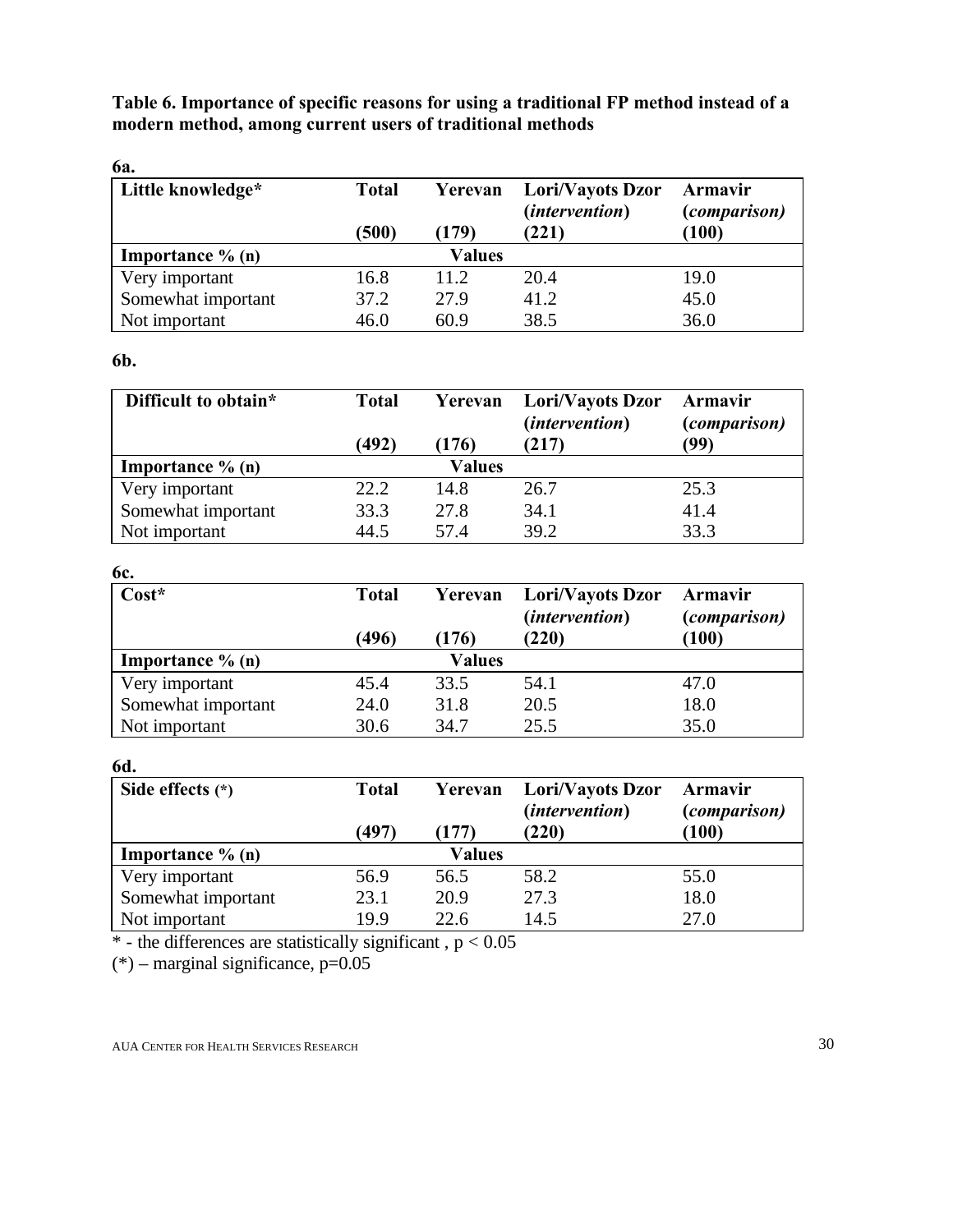**Table 6. Importance of specific reasons for using a traditional FP method instead of a modern method, among current users of traditional methods**

**6a.**

| Little knowledge* | Total (500) | Yerevan (179) | Lori/Vayots Dzor (*intervention*) (221) | Armavir (*comparison*) (100) |
|---|---|---|---|---|
| **Importance % (n)** | | **Values** | | |
| Very important | 16.8 | 11.2 | 20.4 | 19.0 |
| Somewhat important | 37.2 | 27.9 | 41.2 | 45.0 |
| Not important | 46.0 | 60.9 | 38.5 | 36.0 |

**6b.**

| Difficult to obtain* | Total (492) | Yerevan (176) | Lori/Vayots Dzor (*intervention*) (217) | Armavir (*comparison*) (99) |
|---|---|---|---|---|
| **Importance % (n)** | | **Values** | | |
| Very important | 22.2 | 14.8 | 26.7 | 25.3 |
| Somewhat important | 33.3 | 27.8 | 34.1 | 41.4 |
| Not important | 44.5 | 57.4 | 39.2 | 33.3 |

**6c.**

| Cost* | Total (496) | Yerevan (176) | Lori/Vayots Dzor (*intervention*) (220) | Armavir (*comparison*) (100) |
|---|---|---|---|---|
| **Importance % (n)** | | **Values** | | |
| Very important | 45.4 | 33.5 | 54.1 | 47.0 |
| Somewhat important | 24.0 | 31.8 | 20.5 | 18.0 |
| Not important | 30.6 | 34.7 | 25.5 | 35.0 |

**6d.**

| Side effects (*) | Total (497) | Yerevan (177) | Lori/Vayots Dzor (*intervention*) (220) | Armavir (*comparison*) (100) |
|---|---|---|---|---|
| **Importance % (n)** | | **Values** | | |
| Very important | 56.9 | 56.5 | 58.2 | 55.0 |
| Somewhat important | 23.1 | 20.9 | 27.3 | 18.0 |
| Not important | 19.9 | 22.6 | 14.5 | 27.0 |

* - the differences are statistically significant , $p < 0.05$

(*) – marginal significance, $p=0.05$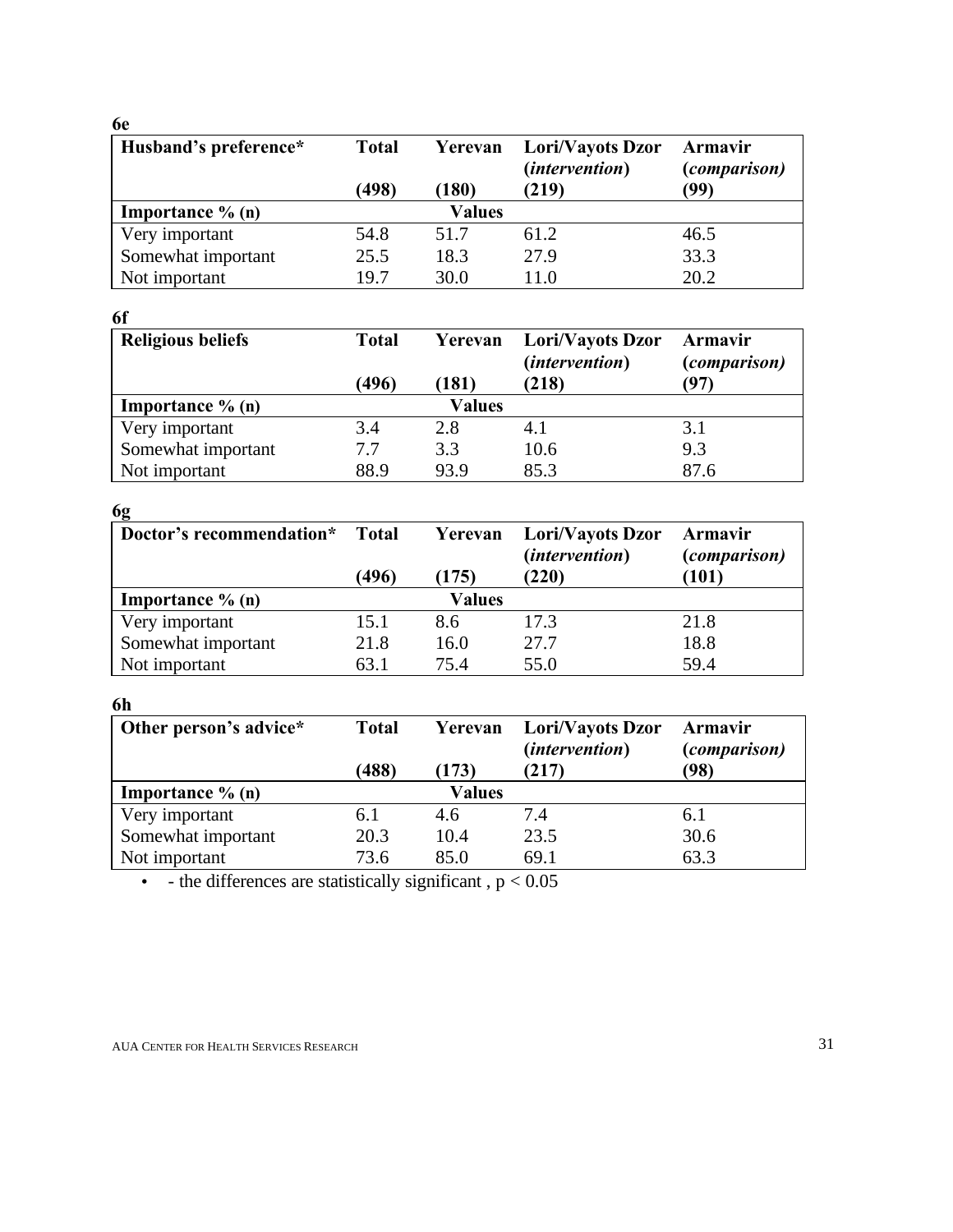**6e**

| Husband's preference* | Total (498) | Yerevan (180) | Lori/Vayots Dzor (*intervention*) (219) | Armavir (*comparison*) (99) |
|---|---|---|---|---|
| **Importance % (n)** | | **Values** | | |
| Very important | 54.8 | 51.7 | 61.2 | 46.5 |
| Somewhat important | 25.5 | 18.3 | 27.9 | 33.3 |
| Not important | 19.7 | 30.0 | 11.0 | 20.2 |

**6f**

| Religious beliefs | Total (496) | Yerevan (181) | Lori/Vayots Dzor (*intervention*) (218) | Armavir (*comparison*) (97) |
|---|---|---|---|---|
| **Importance % (n)** | | **Values** | | |
| Very important | 3.4 | 2.8 | 4.1 | 3.1 |
| Somewhat important | 7.7 | 3.3 | 10.6 | 9.3 |
| Not important | 88.9 | 93.9 | 85.3 | 87.6 |

**6g**

| Doctor's recommendation* | Total (496) | Yerevan (175) | Lori/Vayots Dzor (*intervention*) (220) | Armavir (*comparison*) (101) |
|---|---|---|---|---|
| **Importance % (n)** | | **Values** | | |
| Very important | 15.1 | 8.6 | 17.3 | 21.8 |
| Somewhat important | 21.8 | 16.0 | 27.7 | 18.8 |
| Not important | 63.1 | 75.4 | 55.0 | 59.4 |

**6h**

| Other person's advice* | Total (488) | Yerevan (173) | Lori/Vayots Dzor (*intervention*) (217) | Armavir (*comparison*) (98) |
|---|---|---|---|---|
| **Importance % (n)** | | **Values** | | |
| Very important | 6.1 | 4.6 | 7.4 | 6.1 |
| Somewhat important | 20.3 | 10.4 | 23.5 | 30.6 |
| Not important | 73.6 | 85.0 | 69.1 | 63.3 |

- \- the differences are statistically significant , $p < 0.05$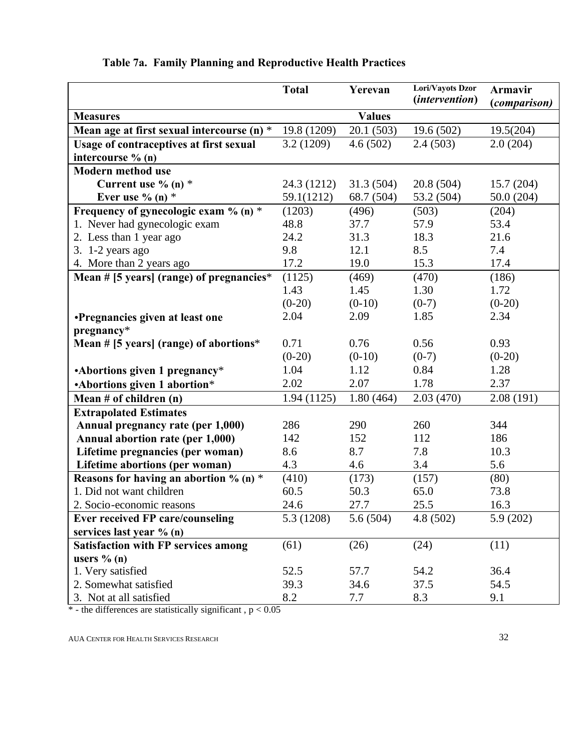**Table 7a. Family Planning and Reproductive Health Practices**

| | Total | Yerevan | Lori/Vayots Dzor (*intervention*) | Armavir (*comparison*) |
|---|---|---|---|---|
| **Measures** | | **Values** | | |
| **Mean age at first sexual intercourse (n)** * | 19.8 (1209) | 20.1 (503) | 19.6 (502) | 19.5(204) |
| **Usage of contraceptives at first sexual intercourse % (n)** | 3.2 (1209) | 4.6 (502) | 2.4 (503) | 2.0 (204) |
| **Modern method use** | | | | |
| **Current use % (n)** * | 24.3 (1212) | 31.3 (504) | 20.8 (504) | 15.7 (204) |
| **Ever use % (n)** * | 59.1(1212) | 68.7 (504) | 53.2 (504) | 50.0 (204) |
| **Frequency of gynecologic exam % (n)** * | (1203) | (496) | (503) | (204) |
| 1. Never had gynecologic exam | 48.8 | 37.7 | 57.9 | 53.4 |
| 2. Less than 1 year ago | 24.2 | 31.3 | 18.3 | 21.6 |
| 3. 1-2 years ago | 9.8 | 12.1 | 8.5 | 7.4 |
| 4. More than 2 years ago | 17.2 | 19.0 | 15.3 | 17.4 |
| **Mean # [5 years] (range) of pregnancies*** | (1125) | (469) | (470) | (186) |
| | 1.43 | 1.45 | 1.30 | 1.72 |
| | (0-20) | (0-10) | (0-7) | (0-20) |
| **•Pregnancies given at least one pregnancy*** | 2.04 | 2.09 | 1.85 | 2.34 |
| **Mean # [5 years] (range) of abortions*** | 0.71 | 0.76 | 0.56 | 0.93 |
| | (0-20) | (0-10) | (0-7) | (0-20) |
| **•Abortions given 1 pregnancy*** | 1.04 | 1.12 | 0.84 | 1.28 |
| **•Abortions given 1 abortion*** | 2.02 | 2.07 | 1.78 | 2.37 |
| **Mean # of children (n)** | 1.94 (1125) | 1.80 (464) | 2.03 (470) | 2.08 (191) |
| **Extrapolated Estimates** | | | | |
| **Annual pregnancy rate (per 1,000)** | 286 | 290 | 260 | 344 |
| **Annual abortion rate (per 1,000)** | 142 | 152 | 112 | 186 |
| **Lifetime pregnancies (per woman)** | 8.6 | 8.7 | 7.8 | 10.3 |
| **Lifetime abortions (per woman)** | 4.3 | 4.6 | 3.4 | 5.6 |
| **Reasons for having an abortion % (n)** * | (410) | (173) | (157) | (80) |
| 1. Did not want children | 60.5 | 50.3 | 65.0 | 73.8 |
| 2. Socio-economic reasons | 24.6 | 27.7 | 25.5 | 16.3 |
| **Ever received FP care/counseling services last year % (n)** | 5.3 (1208) | 5.6 (504) | 4.8 (502) | 5.9 (202) |
| **Satisfaction with FP services among users % (n)** | (61) | (26) | (24) | (11) |
| 1. Very satisfied | 52.5 | 57.7 | 54.2 | 36.4 |
| 2. Somewhat satisfied | 39.3 | 34.6 | 37.5 | 54.5 |
| 3. Not at all satisfied | 8.2 | 7.7 | 8.3 | 9.1 |

* - the differences are statistically significant , $p < 0.05$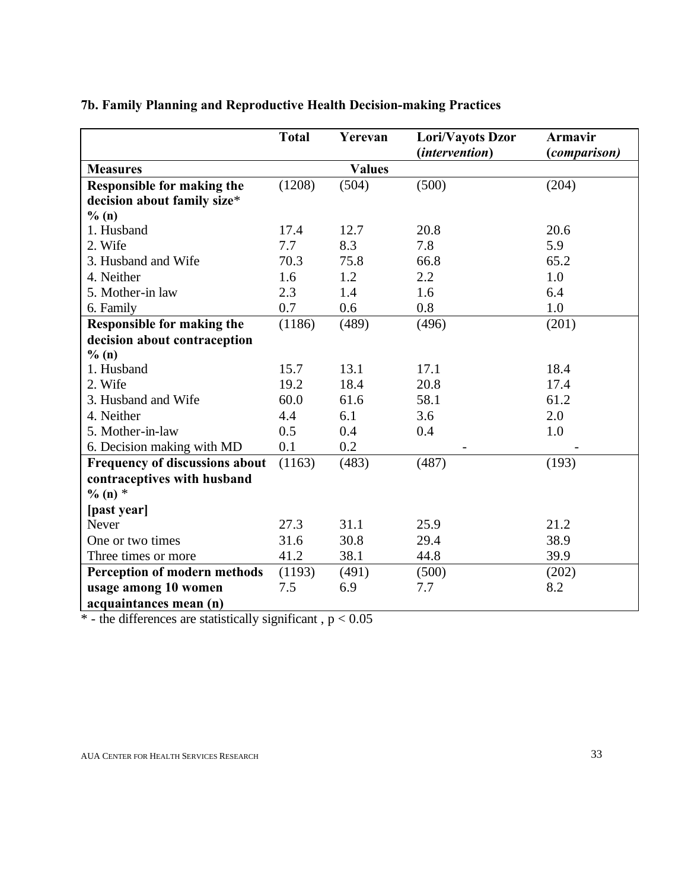### 7b. Family Planning and Reproductive Health Decision-making Practices

| | Total | Yerevan | Lori/Vayots Dzor (*intervention*) | Armavir (*comparison)* |
|---|---|---|---|---|
| **Measures** | | **Values** | | |
| **Responsible for making the decision about family size*** **% (n)** | (1208) | (504) | (500) | (204) |
| 1. Husband | 17.4 | 12.7 | 20.8 | 20.6 |
| 2. Wife | 7.7 | 8.3 | 7.8 | 5.9 |
| 3. Husband and Wife | 70.3 | 75.8 | 66.8 | 65.2 |
| 4. Neither | 1.6 | 1.2 | 2.2 | 1.0 |
| 5. Mother-in law | 2.3 | 1.4 | 1.6 | 6.4 |
| 6. Family | 0.7 | 0.6 | 0.8 | 1.0 |
| **Responsible for making the decision about contraception % (n)** | (1186) | (489) | (496) | (201) |
| 1. Husband | 15.7 | 13.1 | 17.1 | 18.4 |
| 2. Wife | 19.2 | 18.4 | 20.8 | 17.4 |
| 3. Husband and Wife | 60.0 | 61.6 | 58.1 | 61.2 |
| 4. Neither | 4.4 | 6.1 | 3.6 | 2.0 |
| 5. Mother-in-law | 0.5 | 0.4 | 0.4 | 1.0 |
| 6. Decision making with MD | 0.1 | 0.2 | - | - |
| **Frequency of discussions about contraceptives with husband % (n)** * **[past year]** | (1163) | (483) | (487) | (193) |
| Never | 27.3 | 31.1 | 25.9 | 21.2 |
| One or two times | 31.6 | 30.8 | 29.4 | 38.9 |
| Three times or more | 41.2 | 38.1 | 44.8 | 39.9 |
| **Perception of modern methods usage among 10 women acquaintances mean (n)** | (1193) 7.5 | (491) 6.9 | (500) 7.7 | (202) 8.2 |

* - the differences are statistically significant , $p < 0.05$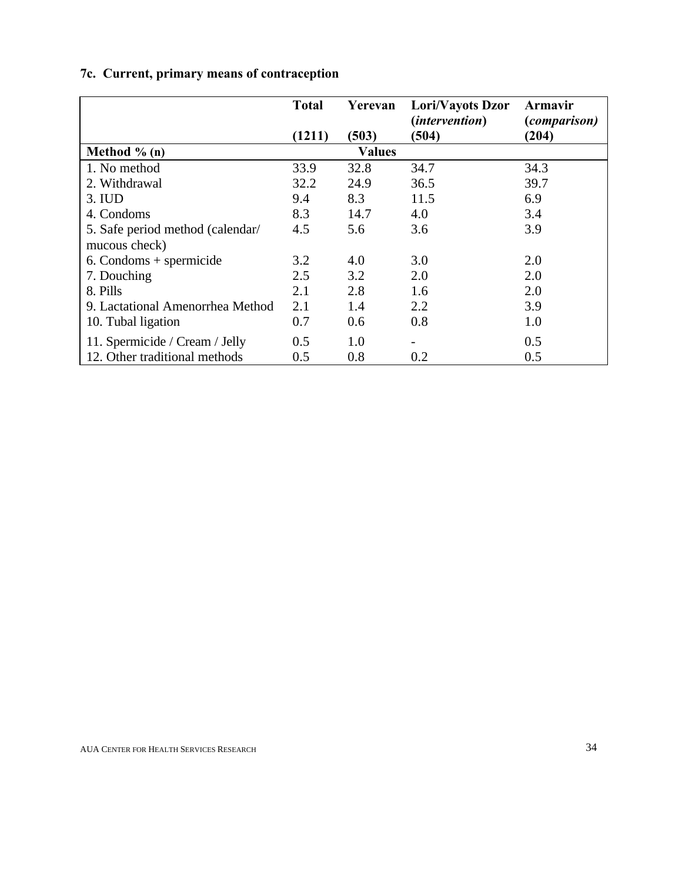### 7c. Current, primary means of contraception

| | Total (1211) | Yerevan (503) | Lori/Vayots Dzor (*intervention*) (504) | Armavir (*comparison*) (204) |
|---|---|---|---|---|
| **Method % (n)** | | **Values** | | |
| 1. No method | 33.9 | 32.8 | 34.7 | 34.3 |
| 2. Withdrawal | 32.2 | 24.9 | 36.5 | 39.7 |
| 3. IUD | 9.4 | 8.3 | 11.5 | 6.9 |
| 4. Condoms | 8.3 | 14.7 | 4.0 | 3.4 |
| 5. Safe period method (calendar/ mucous check) | 4.5 | 5.6 | 3.6 | 3.9 |
| 6. Condoms + spermicide | 3.2 | 4.0 | 3.0 | 2.0 |
| 7. Douching | 2.5 | 3.2 | 2.0 | 2.0 |
| 8. Pills | 2.1 | 2.8 | 1.6 | 2.0 |
| 9. Lactational Amenorrhea Method | 2.1 | 1.4 | 2.2 | 3.9 |
| 10. Tubal ligation | 0.7 | 0.6 | 0.8 | 1.0 |
| 11. Spermicide / Cream / Jelly | 0.5 | 1.0 | - | 0.5 |
| 12. Other traditional methods | 0.5 | 0.8 | 0.2 | 0.5 |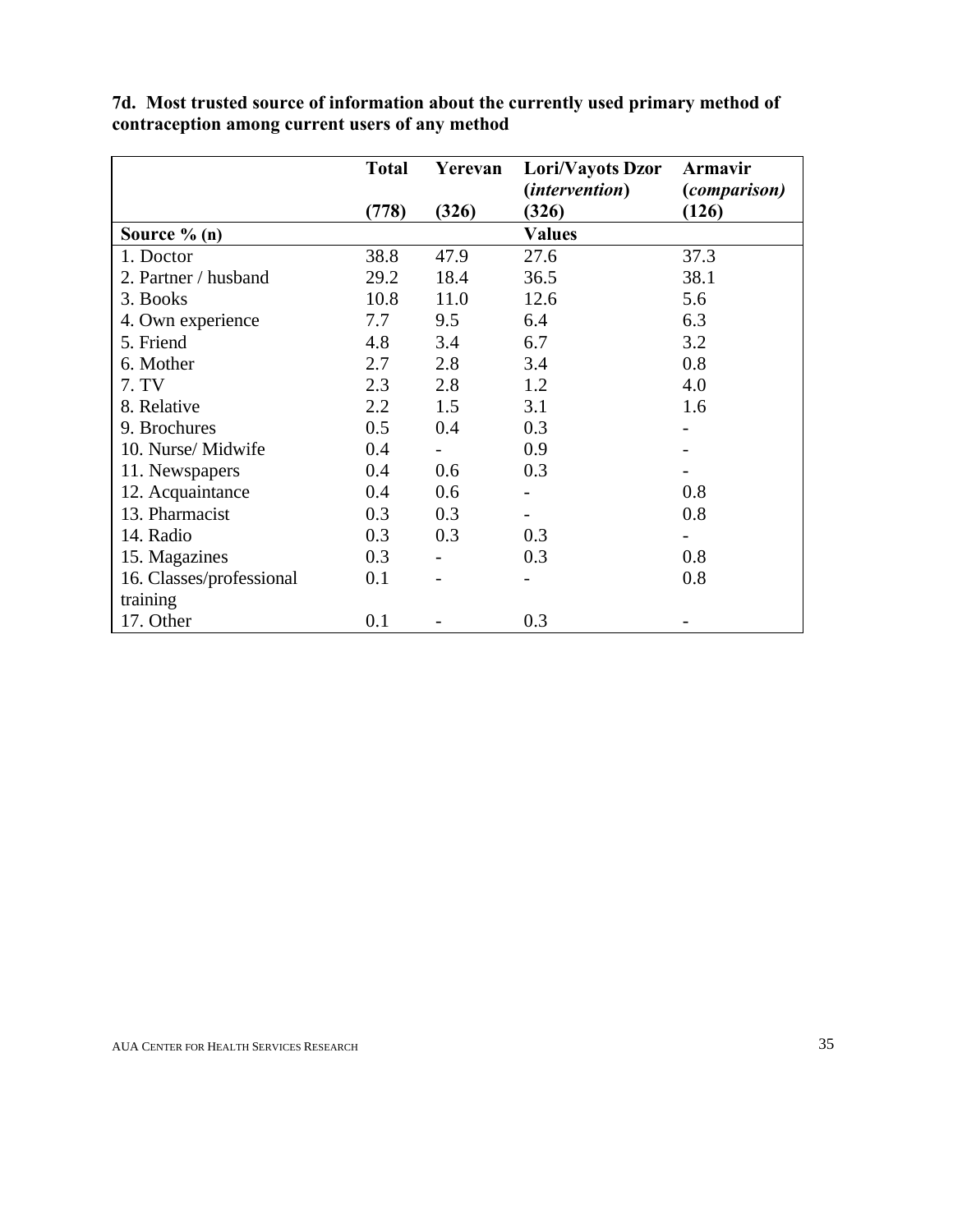**7d. Most trusted source of information about the currently used primary method of contraception among current users of any method**

| | Total (778) | Yerevan (326) | Lori/Vayots Dzor (*intervention*) (326) | Armavir (*comparison*) (126) |
|---|---|---|---|---|
| **Source % (n)** | | | **Values** | |
| 1. Doctor | 38.8 | 47.9 | 27.6 | 37.3 |
| 2. Partner / husband | 29.2 | 18.4 | 36.5 | 38.1 |
| 3. Books | 10.8 | 11.0 | 12.6 | 5.6 |
| 4. Own experience | 7.7 | 9.5 | 6.4 | 6.3 |
| 5. Friend | 4.8 | 3.4 | 6.7 | 3.2 |
| 6. Mother | 2.7 | 2.8 | 3.4 | 0.8 |
| 7. TV | 2.3 | 2.8 | 1.2 | 4.0 |
| 8. Relative | 2.2 | 1.5 | 3.1 | 1.6 |
| 9. Brochures | 0.5 | 0.4 | 0.3 | - |
| 10. Nurse/ Midwife | 0.4 | - | 0.9 | - |
| 11. Newspapers | 0.4 | 0.6 | 0.3 | - |
| 12. Acquaintance | 0.4 | 0.6 | - | 0.8 |
| 13. Pharmacist | 0.3 | 0.3 | - | 0.8 |
| 14. Radio | 0.3 | 0.3 | 0.3 | - |
| 15. Magazines | 0.3 | - | 0.3 | 0.8 |
| 16. Classes/professional training | 0.1 | - | - | 0.8 |
| 17. Other | 0.1 | - | 0.3 | - |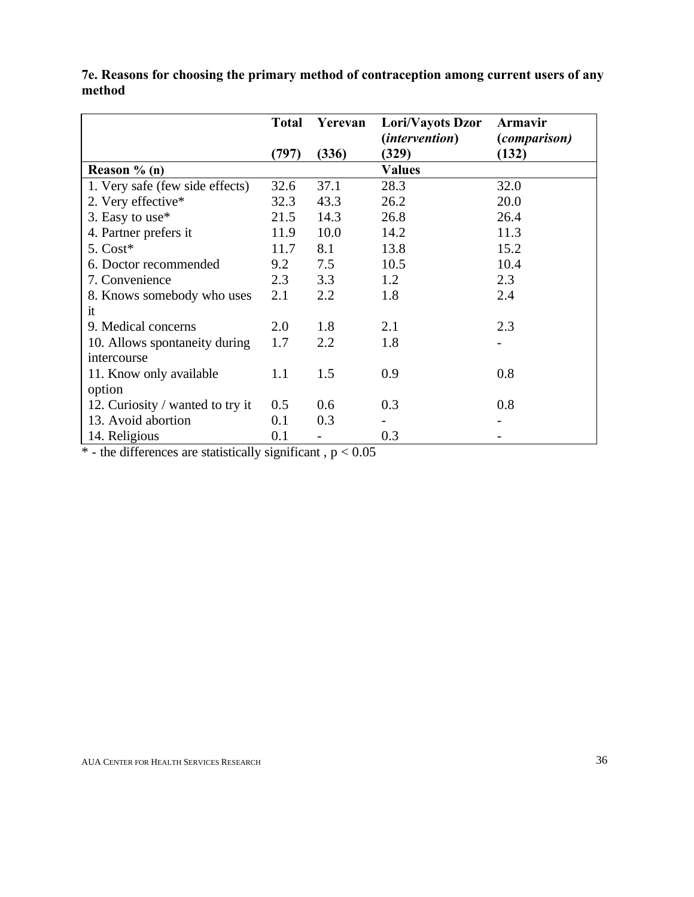**7e. Reasons for choosing the primary method of contraception among current users of any method**

| | Total (797) | Yerevan (336) | Lori/Vayots Dzor (*intervention*) (329) | Armavir (*comparison*) (132) |
|---|---|---|---|---|
| **Reason % (n)** | | | **Values** | |
| 1. Very safe (few side effects) | 32.6 | 37.1 | 28.3 | 32.0 |
| 2. Very effective* | 32.3 | 43.3 | 26.2 | 20.0 |
| 3. Easy to use* | 21.5 | 14.3 | 26.8 | 26.4 |
| 4. Partner prefers it | 11.9 | 10.0 | 14.2 | 11.3 |
| 5. Cost* | 11.7 | 8.1 | 13.8 | 15.2 |
| 6. Doctor recommended | 9.2 | 7.5 | 10.5 | 10.4 |
| 7. Convenience | 2.3 | 3.3 | 1.2 | 2.3 |
| 8. Knows somebody who uses it | 2.1 | 2.2 | 1.8 | 2.4 |
| 9. Medical concerns | 2.0 | 1.8 | 2.1 | 2.3 |
| 10. Allows spontaneity during intercourse | 1.7 | 2.2 | 1.8 | - |
| 11. Know only available option | 1.1 | 1.5 | 0.9 | 0.8 |
| 12. Curiosity / wanted to try it | 0.5 | 0.6 | 0.3 | 0.8 |
| 13. Avoid abortion | 0.1 | 0.3 | - | - |
| 14. Religious | 0.1 | - | 0.3 | - |

* - the differences are statistically significant , $p < 0.05$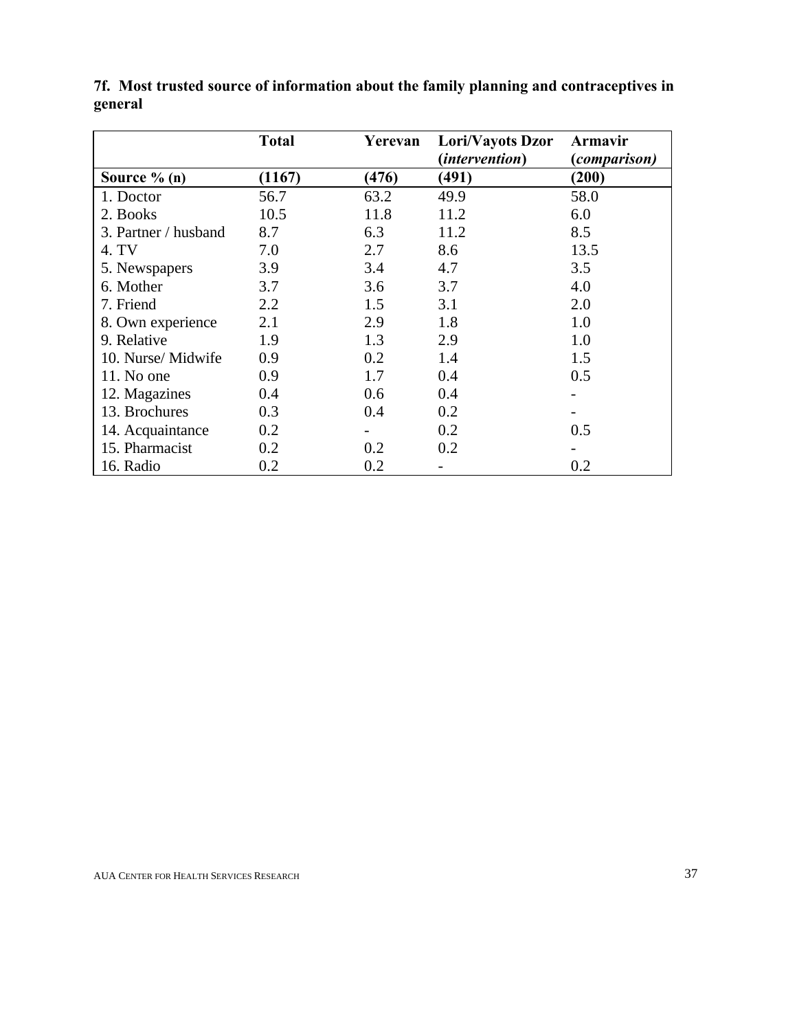**7f. Most trusted source of information about the family planning and contraceptives in general**

| | Total | Yerevan | Lori/Vayots Dzor (*intervention*) | Armavir (*comparison)* |
|---|---|---|---|---|
| **Source % (n)** | **(1167)** | **(476)** | **(491)** | **(200)** |
| 1. Doctor | 56.7 | 63.2 | 49.9 | 58.0 |
| 2. Books | 10.5 | 11.8 | 11.2 | 6.0 |
| 3. Partner / husband | 8.7 | 6.3 | 11.2 | 8.5 |
| 4. TV | 7.0 | 2.7 | 8.6 | 13.5 |
| 5. Newspapers | 3.9 | 3.4 | 4.7 | 3.5 |
| 6. Mother | 3.7 | 3.6 | 3.7 | 4.0 |
| 7. Friend | 2.2 | 1.5 | 3.1 | 2.0 |
| 8. Own experience | 2.1 | 2.9 | 1.8 | 1.0 |
| 9. Relative | 1.9 | 1.3 | 2.9 | 1.0 |
| 10. Nurse/ Midwife | 0.9 | 0.2 | 1.4 | 1.5 |
| 11. No one | 0.9 | 1.7 | 0.4 | 0.5 |
| 12. Magazines | 0.4 | 0.6 | 0.4 | - |
| 13. Brochures | 0.3 | 0.4 | 0.2 | - |
| 14. Acquaintance | 0.2 | - | 0.2 | 0.5 |
| 15. Pharmacist | 0.2 | 0.2 | 0.2 | - |
| 16. Radio | 0.2 | 0.2 | - | 0.2 |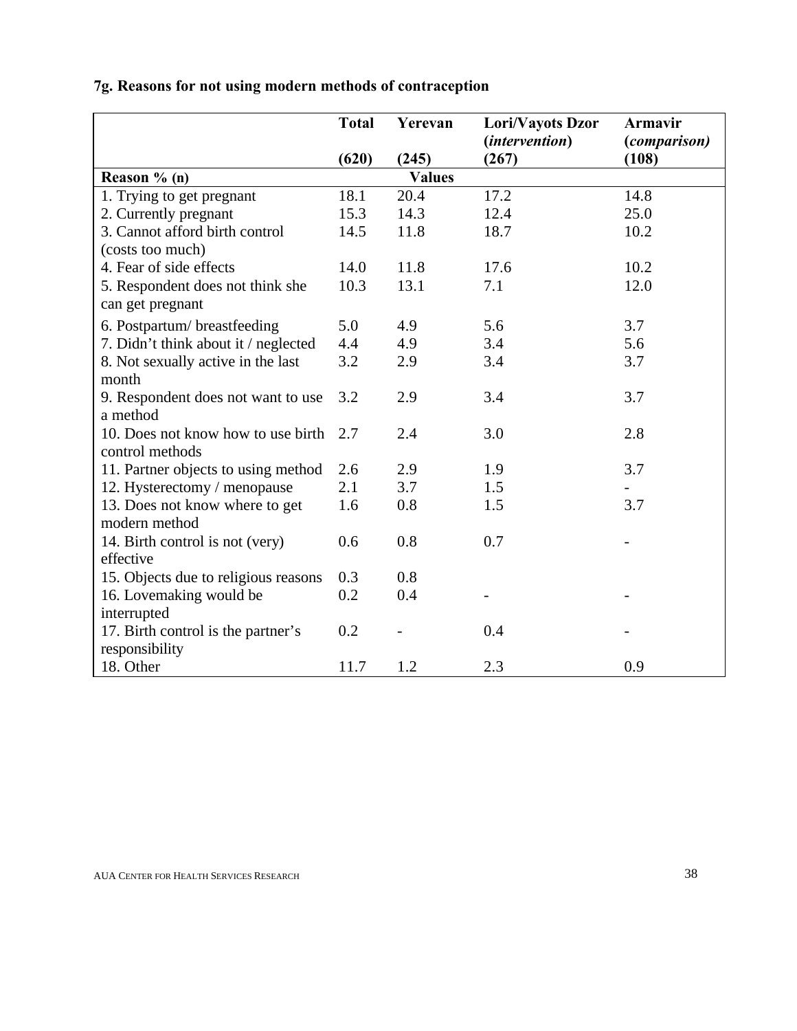### 7g. Reasons for not using modern methods of contraception

| | Total (620) | Yerevan (245) | Lori/Vayots Dzor (*intervention*) (267) | Armavir (*comparison*) (268) |
|---|---|---|---|---|
| **Reason % (n)** | | **Values** | | |
| 1. Trying to get pregnant | 18.1 | 20.4 | 17.2 | 14.8 |
| 2. Currently pregnant | 15.3 | 14.3 | 12.4 | 25.0 |
| 3. Cannot afford birth control (costs too much) | 14.5 | 11.8 | 18.7 | 10.2 |
| 4. Fear of side effects | 14.0 | 11.8 | 17.6 | 10.2 |
| 5. Respondent does not think she can get pregnant | 10.3 | 13.1 | 7.1 | 12.0 |
| 6. Postpartum/ breastfeeding | 5.0 | 4.9 | 5.6 | 3.7 |
| 7. Didn't think about it / neglected | 4.4 | 4.9 | 3.4 | 5.6 |
| 8. Not sexually active in the last month | 3.2 | 2.9 | 3.4 | 3.7 |
| 9. Respondent does not want to use a method | 3.2 | 2.9 | 3.4 | 3.7 |
| 10. Does not know how to use birth control methods | 2.7 | 2.4 | 3.0 | 2.8 |
| 11. Partner objects to using method | 2.6 | 2.9 | 1.9 | 3.7 |
| 12. Hysterectomy / menopause | 2.1 | 3.7 | 1.5 | - |
| 13. Does not know where to get modern method | 1.6 | 0.8 | 1.5 | 3.7 |
| 14. Birth control is not (very) effective | 0.6 | 0.8 | 0.7 | - |
| 15. Objects due to religious reasons | 0.3 | 0.8 | | |
| 16. Lovemaking would be interrupted | 0.2 | 0.4 | - | - |
| 17. Birth control is the partner's responsibility | 0.2 | - | 0.4 | - |
| 18. Other | 11.7 | 1.2 | 2.3 | 0.9 |

### 7g. Reasons for not using modern methods of contraception

| | Total (620) | Yerevan (245) | Lori/Vayots Dzor (*intervention*) (267) | Armavir (*comparison*) (108) |
|---|---|---|---|---|
| **Reason % (n)** | | **Values** | | |
| 1. Trying to get pregnant | 18.1 | 20.4 | 17.2 | 14.8 |
| 2. Currently pregnant | 15.3 | 14.3 | 12.4 | 25.0 |
| 3. Cannot afford birth control (costs too much) | 14.5 | 11.8 | 18.7 | 10.2 |
| 4. Fear of side effects | 14.0 | 11.8 | 17.6 | 10.2 |
| 5. Respondent does not think she can get pregnant | 10.3 | 13.1 | 7.1 | 12.0 |
| 6. Postpartum/ breastfeeding | 5.0 | 4.9 | 5.6 | 3.7 |
| 7. Didn't think about it / neglected | 4.4 | 4.9 | 3.4 | 5.6 |
| 8. Not sexually active in the last month | 3.2 | 2.9 | 3.4 | 3.7 |
| 9. Respondent does not want to use a method | 3.2 | 2.9 | 3.4 | 3.7 |
| 10. Does not know how to use birth control methods | 2.7 | 2.4 | 3.0 | 2.8 |
| 11. Partner objects to using method | 2.6 | 2.9 | 1.9 | 3.7 |
| 12. Hysterectomy / menopause | 2.1 | 3.7 | 1.5 | - |
| 13. Does not know where to get modern method | 1.6 | 0.8 | 1.5 | 3.7 |
| 14. Birth control is not (very) effective | 0.6 | 0.8 | 0.7 | - |
| 15. Objects due to religious reasons | 0.3 | 0.8 | | |
| 16. Lovemaking would be interrupted | 0.2 | 0.4 | - | - |
| 17. Birth control is the partner's responsibility | 0.2 | - | 0.4 | - |
| 18. Other | 11.7 | 1.2 | 2.3 | 0.9 |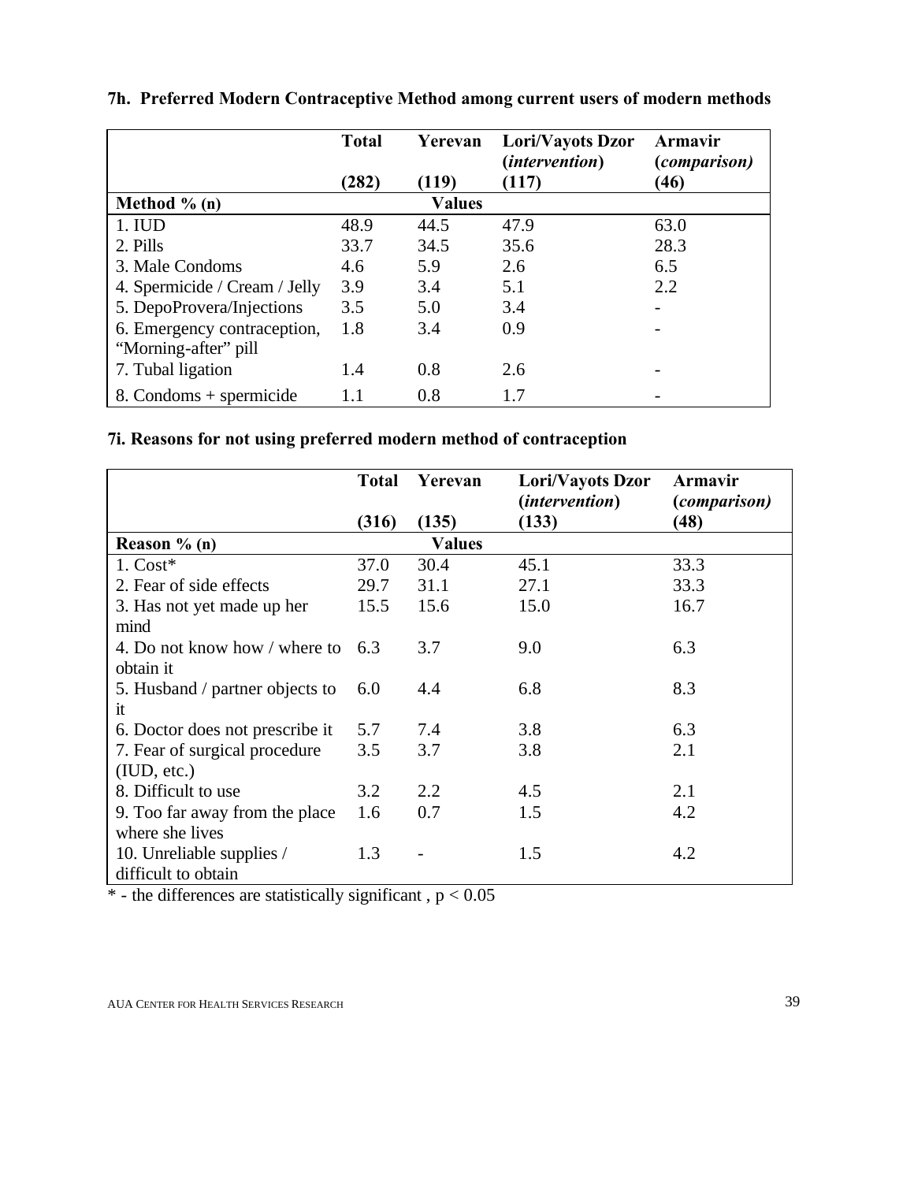### 7h. Preferred Modern Contraceptive Method among current users of modern methods

| | Total (282) | Yerevan (119) | Lori/Vayots Dzor (*intervention*) (117) | Armavir (*comparison*) (46) |
|---|---|---|---|---|
| **Method % (n)** | | **Values** | | |
| 1. IUD | 48.9 | 44.5 | 47.9 | 63.0 |
| 2. Pills | 33.7 | 34.5 | 35.6 | 28.3 |
| 3. Male Condoms | 4.6 | 5.9 | 2.6 | 6.5 |
| 4. Spermicide / Cream / Jelly | 3.9 | 3.4 | 5.1 | 2.2 |
| 5. DepoProvera/Injections | 3.5 | 5.0 | 3.4 | - |
| 6. Emergency contraception, "Morning-after" pill | 1.8 | 3.4 | 0.9 | - |
| 7. Tubal ligation | 1.4 | 0.8 | 2.6 | - |
| 8. Condoms + spermicide | 1.1 | 0.8 | 1.7 | - |

### 7i. Reasons for not using preferred modern method of contraception

| | Total (316) | Yerevan (135) | Lori/Vayots Dzor (*intervention*) (133) | Armavir (*comparison*) (48) |
|---|---|---|---|---|
| **Reason % (n)** | | **Values** | | |
| 1. Cost* | 37.0 | 30.4 | 45.1 | 33.3 |
| 2. Fear of side effects | 29.7 | 31.1 | 27.1 | 33.3 |
| 3. Has not yet made up her mind | 15.5 | 15.6 | 15.0 | 16.7 |
| 4. Do not know how / where to obtain it | 6.3 | 3.7 | 9.0 | 6.3 |
| 5. Husband / partner objects to it | 6.0 | 4.4 | 6.8 | 8.3 |
| 6. Doctor does not prescribe it | 5.7 | 7.4 | 3.8 | 6.3 |
| 7. Fear of surgical procedure (IUD, etc.) | 3.5 | 3.7 | 3.8 | 2.1 |
| 8. Difficult to use | 3.2 | 2.2 | 4.5 | 2.1 |
| 9. Too far away from the place where she lives | 1.6 | 0.7 | 1.5 | 4.2 |
| 10. Unreliable supplies / difficult to obtain | 1.3 | - | 1.5 | 4.2 |

\* - the differences are statistically significant , $p < 0.05$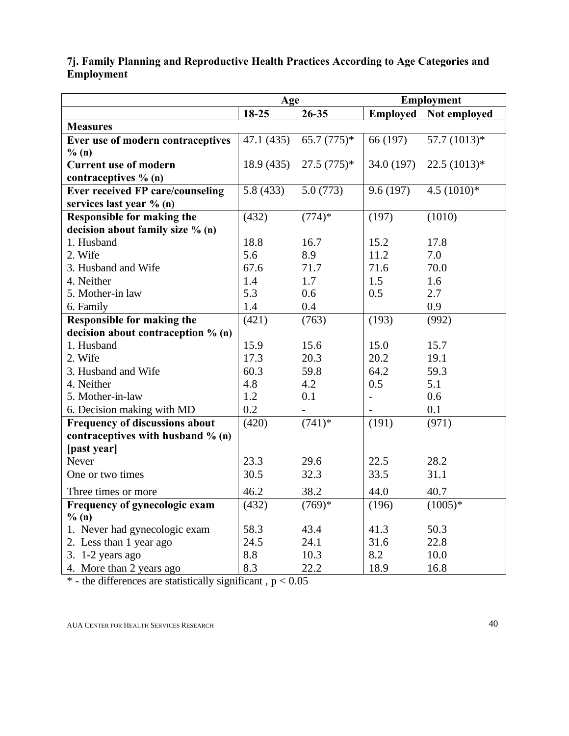**7j. Family Planning and Reproductive Health Practices According to Age Categories and Employment**

| | Age | | Employment | |
|---|---|---|---|---|
| | **18-25** | **26-35** | **Employed** | **Not employed** |
| **Measures** | | | | |
| **Ever use of modern contraceptives % (n)** | 47.1 (435) | 65.7 (775)* | 66 (197) | 57.7 (1013)* |
| **Current use of modern contraceptives % (n)** | 18.9 (435) | 27.5 (775)* | 34.0 (197) | 22.5 (1013)* |
| **Ever received FP care/counseling services last year % (n)** | 5.8 (433) | 5.0 (773) | 9.6 (197) | 4.5 (1010)* |
| **Responsible for making the decision about family size % (n)** | (432) | (774)* | (197) | (1010) |
| 1. Husband | 18.8 | 16.7 | 15.2 | 17.8 |
| 2. Wife | 5.6 | 8.9 | 11.2 | 7.0 |
| 3. Husband and Wife | 67.6 | 71.7 | 71.6 | 70.0 |
| 4. Neither | 1.4 | 1.7 | 1.5 | 1.6 |
| 5. Mother-in law | 5.3 | 0.6 | 0.5 | 2.7 |
| 6. Family | 1.4 | 0.4 | | 0.9 |
| **Responsible for making the decision about contraception % (n)** | (421) | (763) | (193) | (992) |
| 1. Husband | 15.9 | 15.6 | 15.0 | 15.7 |
| 2. Wife | 17.3 | 20.3 | 20.2 | 19.1 |
| 3. Husband and Wife | 60.3 | 59.8 | 64.2 | 59.3 |
| 4. Neither | 4.8 | 4.2 | 0.5 | 5.1 |
| 5. Mother-in-law | 1.2 | 0.1 | - | 0.6 |
| 6. Decision making with MD | 0.2 | - | - | 0.1 |
| **Frequency of discussions about contraceptives with husband % (n) [past year]** | (420) | (741)* | (191) | (971) |
| Never | 23.3 | 29.6 | 22.5 | 28.2 |
| One or two times | 30.5 | 32.3 | 33.5 | 31.1 |
| Three times or more | 46.2 | 38.2 | 44.0 | 40.7 |
| **Frequency of gynecologic exam % (n)** | (432) | (769)* | (196) | (1005)* |
| 1. Never had gynecologic exam | 58.3 | 43.4 | 41.3 | 50.3 |
| 2. Less than 1 year ago | 24.5 | 24.1 | 31.6 | 22.8 |
| 3. 1-2 years ago | 8.8 | 10.3 | 8.2 | 10.0 |
| 4. More than 2 years ago | 8.3 | 22.2 | 18.9 | 16.8 |

* - the differences are statistically significant , $p < 0.05$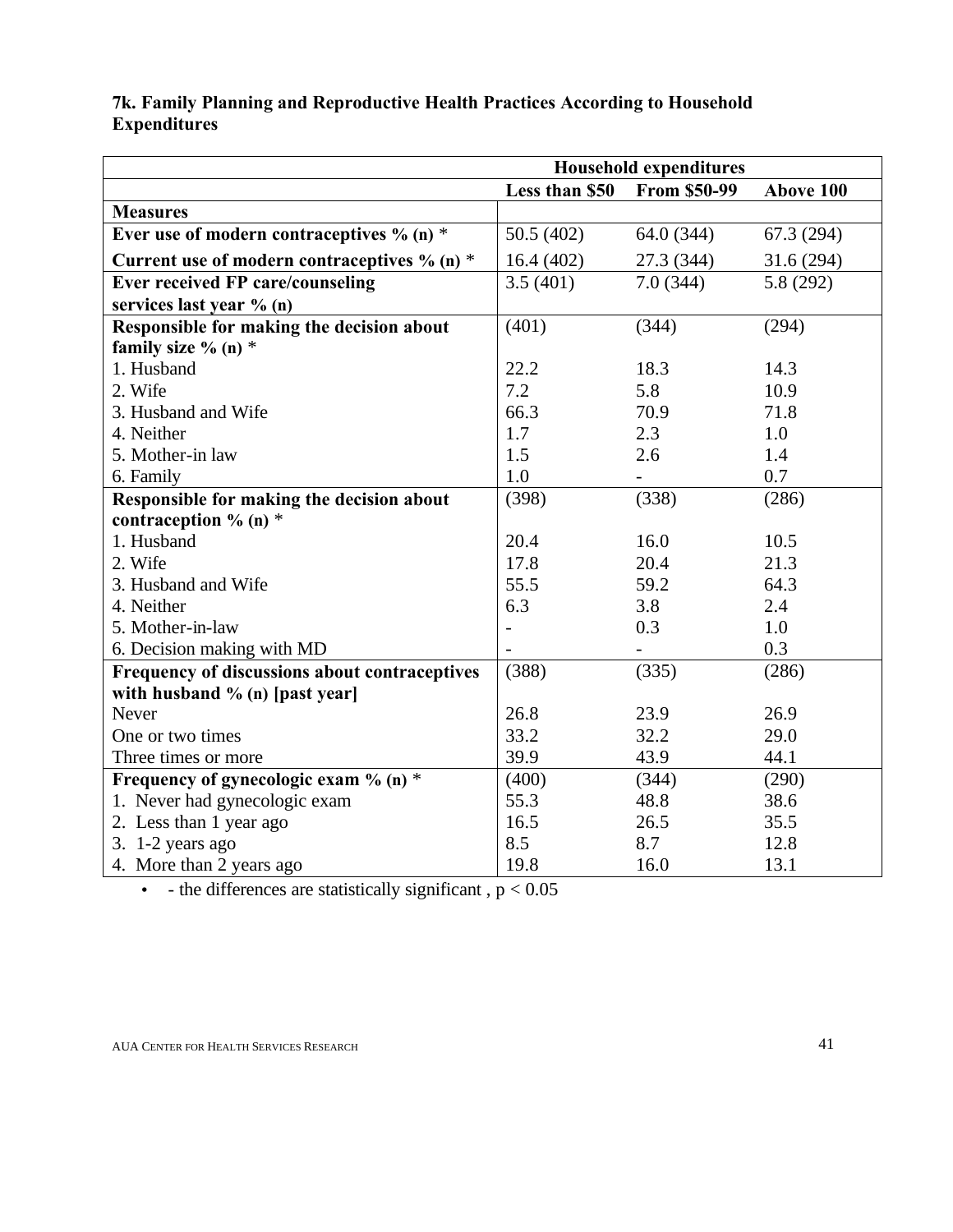### 7k. Family Planning and Reproductive Health Practices According to Household Expenditures

| | Household expenditures | | |
|---|---|---|---|
| | **Less than $50** | **From $50-99** | **Above 100** |
| **Measures** | | | |
| **Ever use of modern contraceptives % (n)** * | 50.5 (402) | 64.0 (344) | 67.3 (294) |
| **Current use of modern contraceptives % (n)** * | 16.4 (402) | 27.3 (344) | 31.6 (294) |
| **Ever received FP care/counseling services last year % (n)** | 3.5 (401) | 7.0 (344) | 5.8 (292) |
| **Responsible for making the decision about family size % (n)** * | (401) | (344) | (294) |
| 1. Husband | 22.2 | 18.3 | 14.3 |
| 2. Wife | 7.2 | 5.8 | 10.9 |
| 3. Husband and Wife | 66.3 | 70.9 | 71.8 |
| 4. Neither | 1.7 | 2.3 | 1.0 |
| 5. Mother-in law | 1.5 | 2.6 | 1.4 |
| 6. Family | 1.0 | - | 0.7 |
| **Responsible for making the decision about contraception % (n)** * | (398) | (338) | (286) |
| 1. Husband | 20.4 | 16.0 | 10.5 |
| 2. Wife | 17.8 | 20.4 | 21.3 |
| 3. Husband and Wife | 55.5 | 59.2 | 64.3 |
| 4. Neither | 6.3 | 3.8 | 2.4 |
| 5. Mother-in-law | - | 0.3 | 1.0 |
| 6. Decision making with MD | - | - | 0.3 |
| **Frequency of discussions about contraceptives with husband % (n) [past year]** | (388) | (335) | (286) |
| Never | 26.8 | 23.9 | 26.9 |
| One or two times | 33.2 | 32.2 | 29.0 |
| Three times or more | 39.9 | 43.9 | 44.1 |
| **Frequency of gynecologic exam % (n)** * | (400) | (344) | (290) |
| 1. Never had gynecologic exam | 55.3 | 48.8 | 38.6 |
| 2. Less than 1 year ago | 16.5 | 26.5 | 35.5 |
| 3. 1-2 years ago | 8.5 | 8.7 | 12.8 |
| 4. More than 2 years ago | 19.8 | 16.0 | 13.1 |

- \- the differences are statistically significant , $p < 0.05$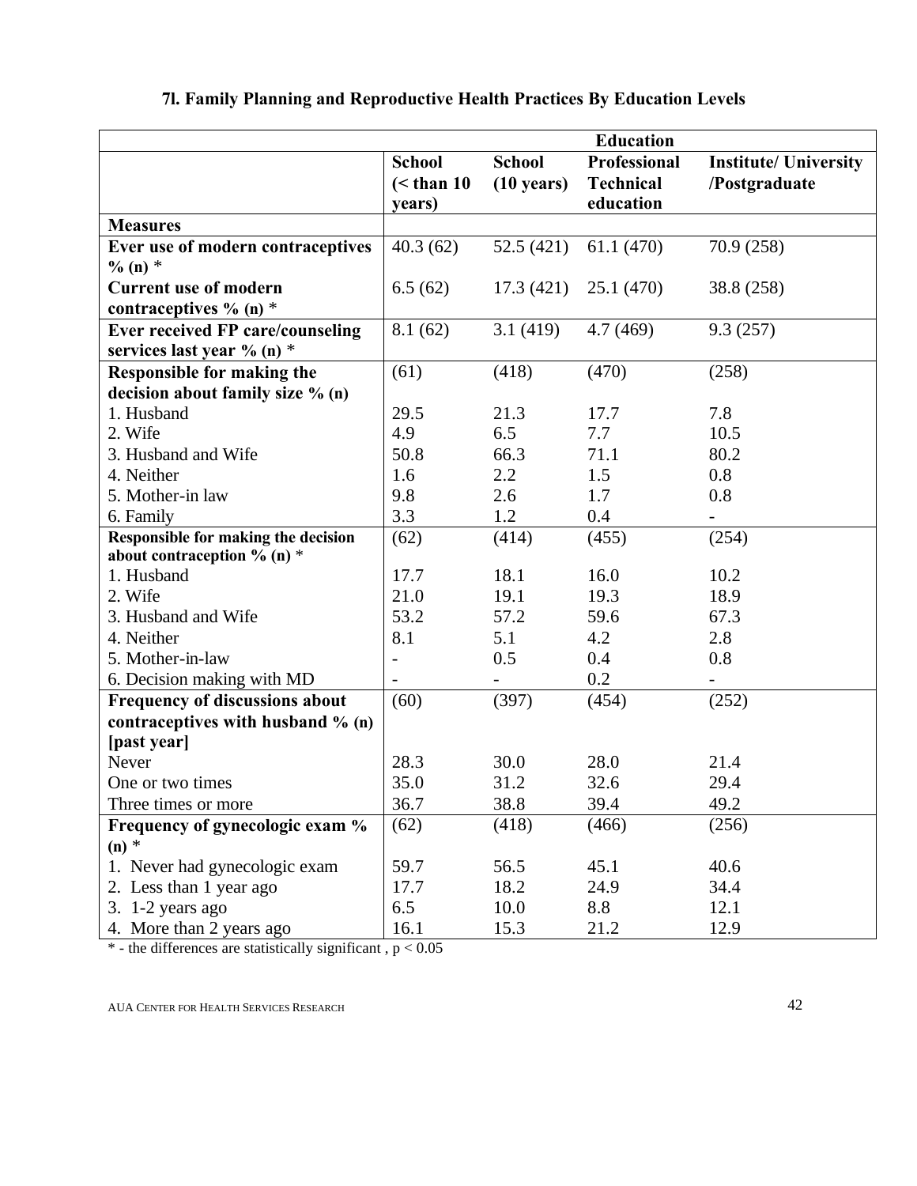### 7l. Family Planning and Reproductive Health Practices By Education Levels

| | Education | | | |
|---|---|---|---|---|
| | **School (< than 10 years)** | **School (10 years)** | **Professional Technical education** | **Institute/ University /Postgraduate** |
| **Measures** | | | | |
| **Ever use of modern contraceptives % (n)** * | 40.3 (62) | 52.5 (421) | 61.1 (470) | 70.9 (258) |
| **Current use of modern contraceptives % (n)** * | 6.5 (62) | 17.3 (421) | 25.1 (470) | 38.8 (258) |
| **Ever received FP care/counseling services last year % (n)** * | 8.1 (62) | 3.1 (419) | 4.7 (469) | 9.3 (257) |
| **Responsible for making the decision about family size % (n)** | (61) | (418) | (470) | (258) |
| 1. Husband | 29.5 | 21.3 | 17.7 | 7.8 |
| 2. Wife | 4.9 | 6.5 | 7.7 | 10.5 |
| 3. Husband and Wife | 50.8 | 66.3 | 71.1 | 80.2 |
| 4. Neither | 1.6 | 2.2 | 1.5 | 0.8 |
| 5. Mother-in law | 9.8 | 2.6 | 1.7 | 0.8 |
| 6. Family | 3.3 | 1.2 | 0.4 | - |
| **Responsible for making the decision about contraception % (n)** * | (62) | (414) | (455) | (254) |
| 1. Husband | 17.7 | 18.1 | 16.0 | 10.2 |
| 2. Wife | 21.0 | 19.1 | 19.3 | 18.9 |
| 3. Husband and Wife | 53.2 | 57.2 | 59.6 | 67.3 |
| 4. Neither | 8.1 | 5.1 | 4.2 | 2.8 |
| 5. Mother-in-law | - | 0.5 | 0.4 | 0.8 |
| 6. Decision making with MD | - | - | 0.2 | - |
| **Frequency of discussions about contraceptives with husband % (n) [past year]** | (60) | (397) | (454) | (252) |
| Never | 28.3 | 30.0 | 28.0 | 21.4 |
| One or two times | 35.0 | 31.2 | 32.6 | 29.4 |
| Three times or more | 36.7 | 38.8 | 39.4 | 49.2 |
| **Frequency of gynecologic exam % (n)** * | (62) | (418) | (466) | (256) |
| 1. Never had gynecologic exam | 59.7 | 56.5 | 45.1 | 40.6 |
| 2. Less than 1 year ago | 17.7 | 18.2 | 24.9 | 34.4 |
| 3. 1-2 years ago | 6.5 | 10.0 | 8.8 | 12.1 |
| 4. More than 2 years ago | 16.1 | 15.3 | 21.2 | 12.9 |

* - the differences are statistically significant , $p < 0.05$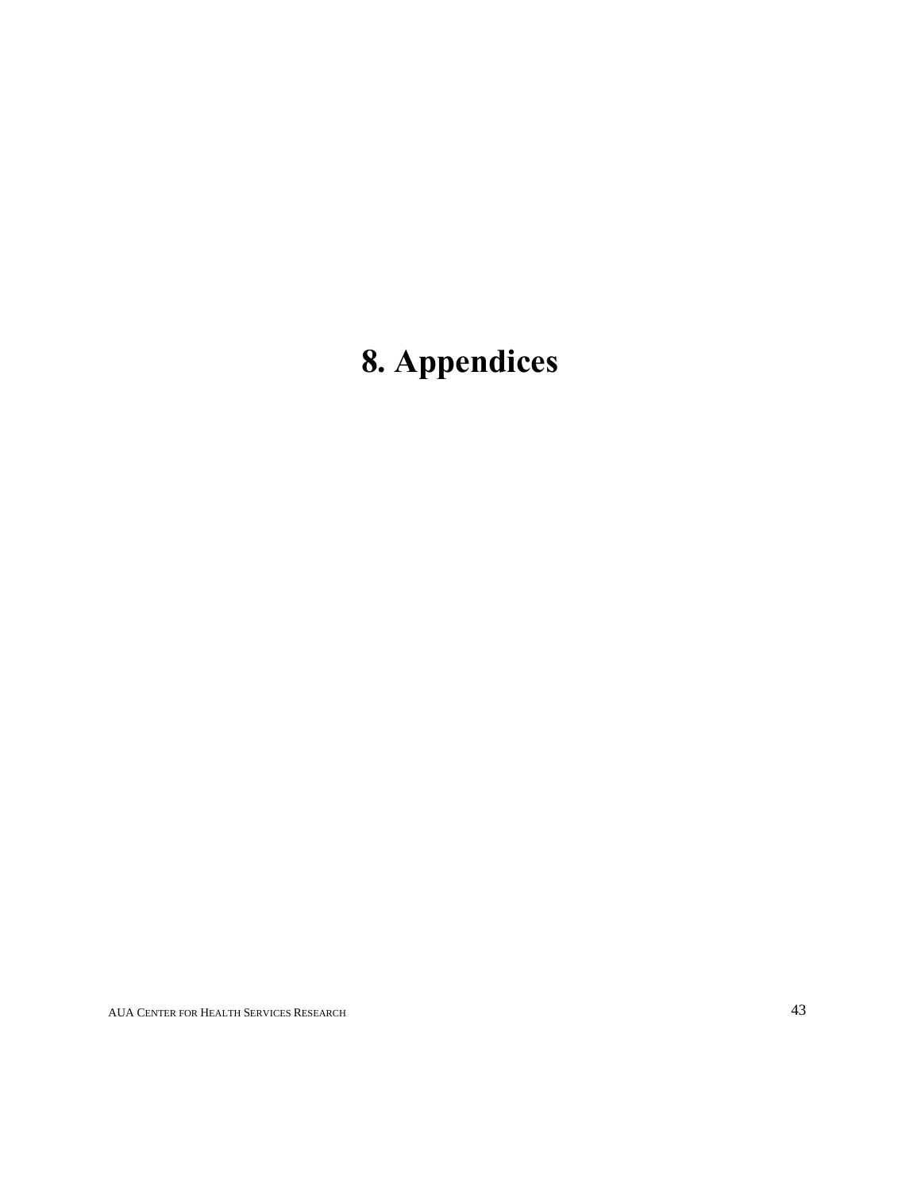# 8. Appendices